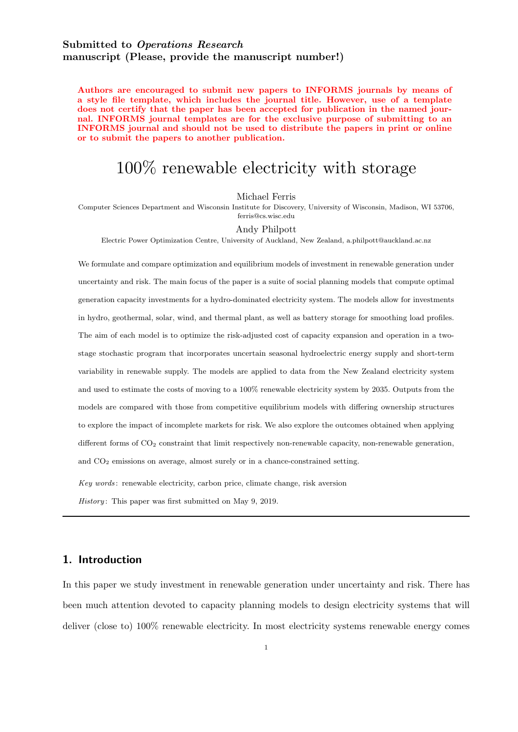**Submitted to *Operations Research***
**manuscript (Please, provide the manuscript number!)**

**Authors are encouraged to submit new papers to INFORMS journals by means of a style file template, which includes the journal title. However, use of a template does not certify that the paper has been accepted for publication in the named journal. INFORMS journal templates are for the exclusive purpose of submitting to an INFORMS journal and should not be used to distribute the papers in print or online or to submit the papers to another publication.**

# 100% renewable electricity with storage

Michael Ferris
Computer Sciences Department and Wisconsin Institute for Discovery, University of Wisconsin, Madison, WI 53706, ferris@cs.wisc.edu

Andy Philpott
Electric Power Optimization Centre, University of Auckland, New Zealand, a.philpott@auckland.ac.nz

We formulate and compare optimization and equilibrium models of investment in renewable generation under uncertainty and risk. The main focus of the paper is a suite of social planning models that compute optimal generation capacity investments for a hydro-dominated electricity system. The models allow for investments in hydro, geothermal, solar, wind, and thermal plant, as well as battery storage for smoothing load profiles. The aim of each model is to optimize the risk-adjusted cost of capacity expansion and operation in a two-stage stochastic program that incorporates uncertain seasonal hydroelectric energy supply and short-term variability in renewable supply. The models are applied to data from the New Zealand electricity system and used to estimate the costs of moving to a 100% renewable electricity system by 2035. Outputs from the models are compared with those from competitive equilibrium models with differing ownership structures to explore the impact of incomplete markets for risk. We also explore the outcomes obtained when applying different forms of $CO_2$ constraint that limit respectively non-renewable capacity, non-renewable generation, and $CO_2$ emissions on average, almost surely or in a chance-constrained setting.

*Key words*: renewable electricity, carbon price, climate change, risk aversion

*History*: This paper was first submitted on May 9, 2019.

## 1. Introduction

In this paper we study investment in renewable generation under uncertainty and risk. There has been much attention devoted to capacity planning models to design electricity systems that will deliver (close to) 100% renewable electricity. In most electricity systems renewable energy comes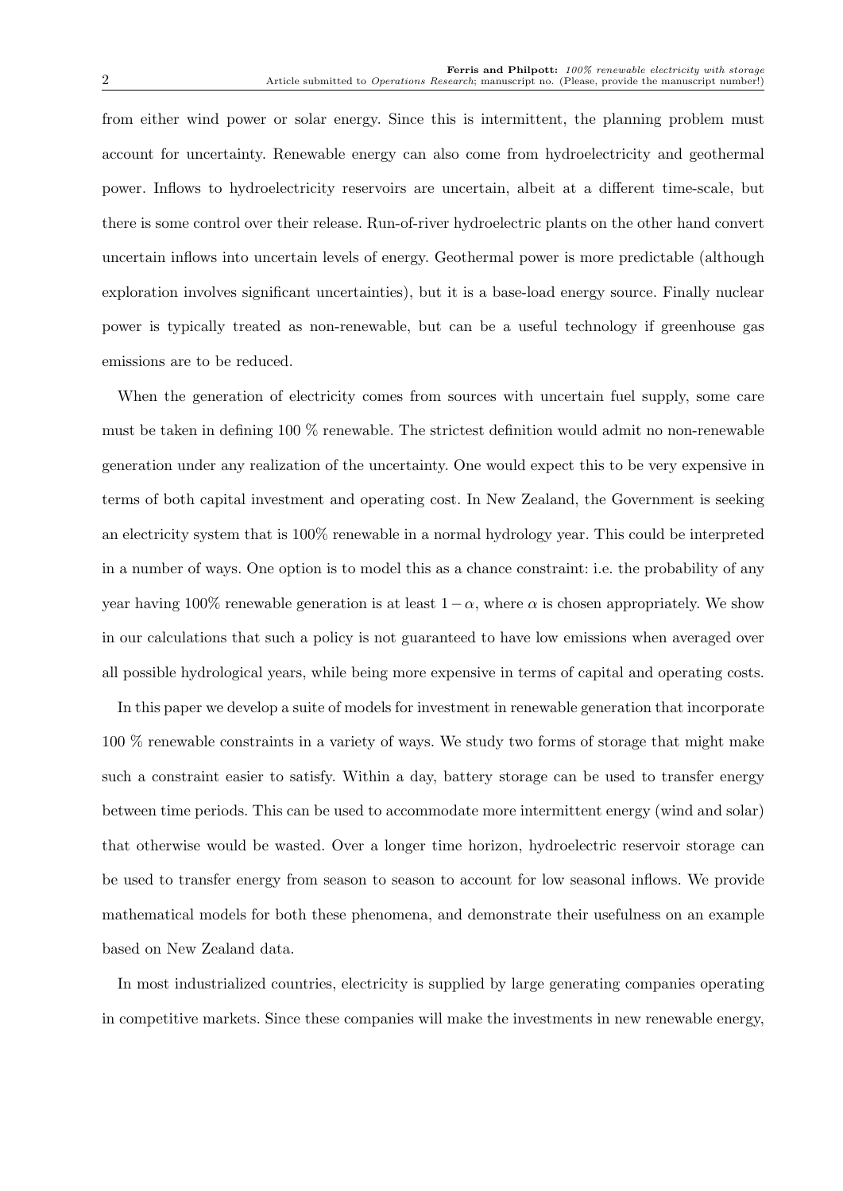from either wind power or solar energy. Since this is intermittent, the planning problem must account for uncertainty. Renewable energy can also come from hydroelectricity and geothermal power. Inflows to hydroelectricity reservoirs are uncertain, albeit at a different time-scale, but there is some control over their release. Run-of-river hydroelectric plants on the other hand convert uncertain inflows into uncertain levels of energy. Geothermal power is more predictable (although exploration involves significant uncertainties), but it is a base-load energy source. Finally nuclear power is typically treated as non-renewable, but can be a useful technology if greenhouse gas emissions are to be reduced.

When the generation of electricity comes from sources with uncertain fuel supply, some care must be taken in defining 100 % renewable. The strictest definition would admit no non-renewable generation under any realization of the uncertainty. One would expect this to be very expensive in terms of both capital investment and operating cost. In New Zealand, the Government is seeking an electricity system that is 100% renewable in a normal hydrology year. This could be interpreted in a number of ways. One option is to model this as a chance constraint: i.e. the probability of any year having 100% renewable generation is at least $1-\alpha$, where $\alpha$ is chosen appropriately. We show in our calculations that such a policy is not guaranteed to have low emissions when averaged over all possible hydrological years, while being more expensive in terms of capital and operating costs.

In this paper we develop a suite of models for investment in renewable generation that incorporate 100 % renewable constraints in a variety of ways. We study two forms of storage that might make such a constraint easier to satisfy. Within a day, battery storage can be used to transfer energy between time periods. This can be used to accommodate more intermittent energy (wind and solar) that otherwise would be wasted. Over a longer time horizon, hydroelectric reservoir storage can be used to transfer energy from season to season to account for low seasonal inflows. We provide mathematical models for both these phenomena, and demonstrate their usefulness on an example based on New Zealand data.

In most industrialized countries, electricity is supplied by large generating companies operating in competitive markets. Since these companies will make the investments in new renewable energy,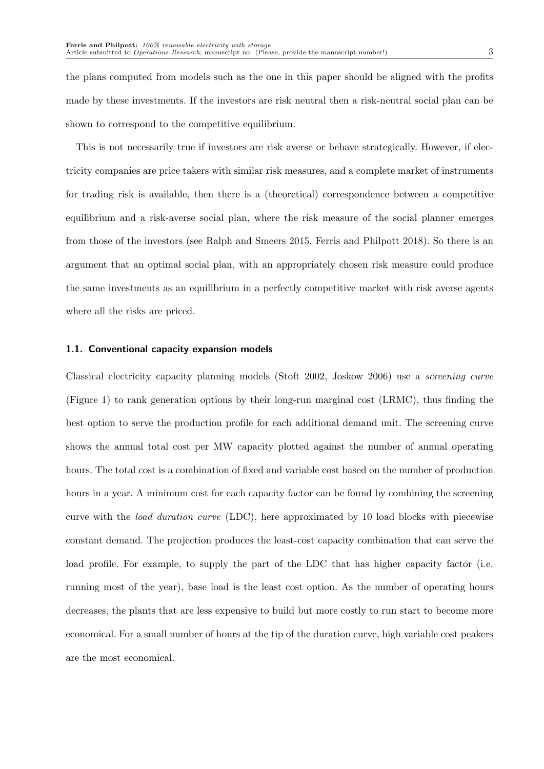the plans computed from models such as the one in this paper should be aligned with the profits made by these investments. If the investors are risk neutral then a risk-neutral social plan can be shown to correspond to the competitive equilibrium.

This is not necessarily true if investors are risk averse or behave strategically. However, if electricity companies are price takers with similar risk measures, and a complete market of instruments for trading risk is available, then there is a (theoretical) correspondence between a competitive equilibrium and a risk-averse social plan, where the risk measure of the social planner emerges from those of the investors (see Ralph and Smeers 2015, Ferris and Philpott 2018). So there is an argument that an optimal social plan, with an appropriately chosen risk measure could produce the same investments as an equilibrium in a perfectly competitive market with risk averse agents where all the risks are priced.

### 1.1. Conventional capacity expansion models

Classical electricity capacity planning models (Stoft 2002, Joskow 2006) use a *screening curve* (Figure 1) to rank generation options by their long-run marginal cost (LRMC), thus finding the best option to serve the production profile for each additional demand unit. The screening curve shows the annual total cost per MW capacity plotted against the number of annual operating hours. The total cost is a combination of fixed and variable cost based on the number of production hours in a year. A minimum cost for each capacity factor can be found by combining the screening curve with the *load duration curve* (LDC), here approximated by 10 load blocks with piecewise constant demand. The projection produces the least-cost capacity combination that can serve the load profile. For example, to supply the part of the LDC that has higher capacity factor (i.e. running most of the year), base load is the least cost option. As the number of operating hours decreases, the plants that are less expensive to build but more costly to run start to become more economical. For a small number of hours at the tip of the duration curve, high variable cost peakers are the most economical.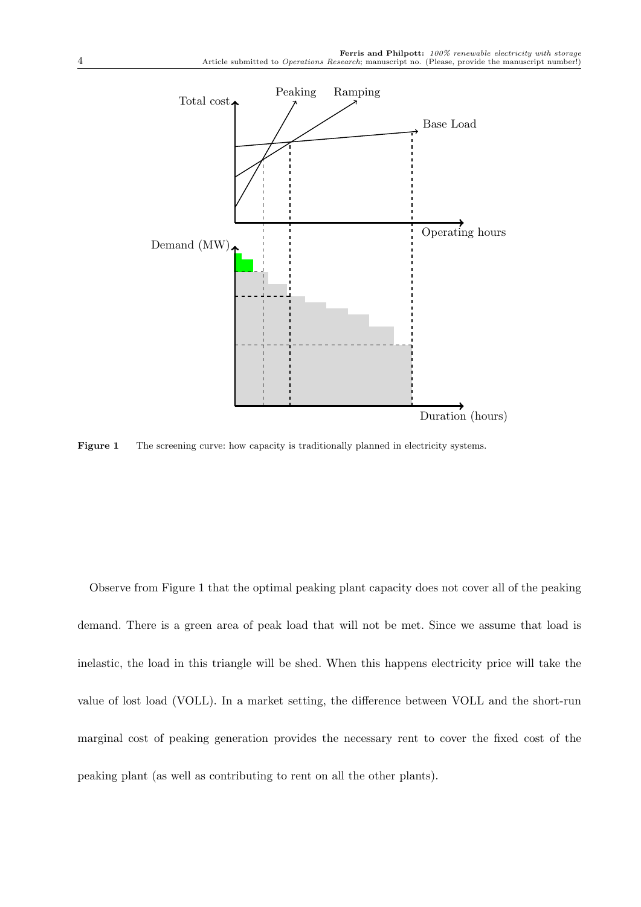**Figure 1** The screening curve: how capacity is traditionally planned in electricity systems.

Observe from Figure 1 that the optimal peaking plant capacity does not cover all of the peaking demand. There is a green area of peak load that will not be met. Since we assume that load is inelastic, the load in this triangle will be shed. When this happens electricity price will take the value of lost load (VOLL). In a market setting, the difference between VOLL and the short-run marginal cost of peaking generation provides the necessary rent to cover the fixed cost of the peaking plant (as well as contributing to rent on all the other plants).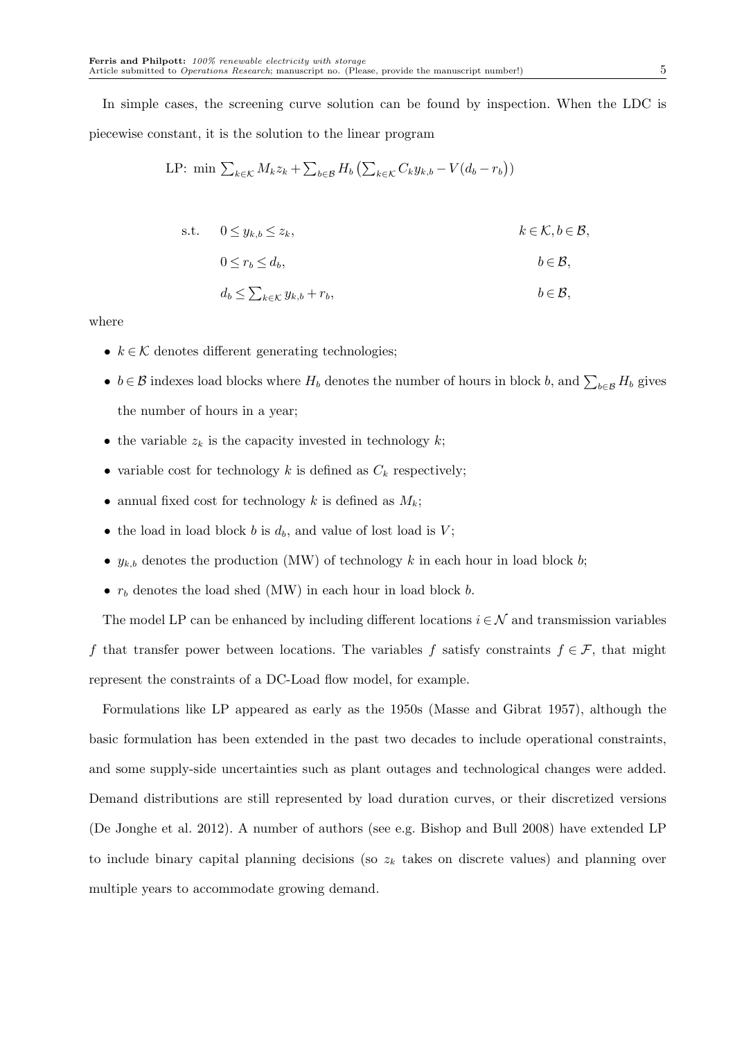In simple cases, the screening curve solution can be found by inspection. When the LDC is piecewise constant, it is the solution to the linear program

$$\text{LP: } \min \sum_{k\in\mathcal{K}} M_k z_k + \sum_{b\in\mathcal{B}} H_b \left(\sum_{k\in\mathcal{K}} C_k y_{k,b} - V(d_b - r_b)\right)$$

$$
\begin{aligned}
\text{s.t.} \quad & 0 \le y_{k,b} \le z_k, && k\in\mathcal{K}, b\in\mathcal{B}, \\
& 0 \le r_b \le d_b, && b\in\mathcal{B}, \\
& d_b \le \textstyle\sum_{k\in\mathcal{K}} y_{k,b} + r_b, && b\in\mathcal{B},
\end{aligned}
$$

where

- $k\in\mathcal{K}$ denotes different generating technologies;
- $b\in\mathcal{B}$ indexes load blocks where $H_b$ denotes the number of hours in block $b$, and $\sum_{b\in\mathcal{B}} H_b$ gives the number of hours in a year;
- the variable $z_k$ is the capacity invested in technology $k$;
- variable cost for technology $k$ is defined as $C_k$ respectively;
- annual fixed cost for technology $k$ is defined as $M_k$;
- the load in load block $b$ is $d_b$, and value of lost load is $V$;
- $y_{k,b}$ denotes the production (MW) of technology $k$ in each hour in load block $b$;
- $r_b$ denotes the load shed (MW) in each hour in load block $b$.

The model LP can be enhanced by including different locations $i\in\mathcal{N}$ and transmission variables $f$ that transfer power between locations. The variables $f$ satisfy constraints $f\in\mathcal{F}$, that might represent the constraints of a DC-Load flow model, for example.

Formulations like LP appeared as early as the 1950s (Masse and Gibrat 1957), although the basic formulation has been extended in the past two decades to include operational constraints, and some supply-side uncertainties such as plant outages and technological changes were added. Demand distributions are still represented by load duration curves, or their discretized versions (De Jonghe et al. 2012). A number of authors (see e.g. Bishop and Bull 2008) have extended LP to include binary capital planning decisions (so $z_k$ takes on discrete values) and planning over multiple years to accommodate growing demand.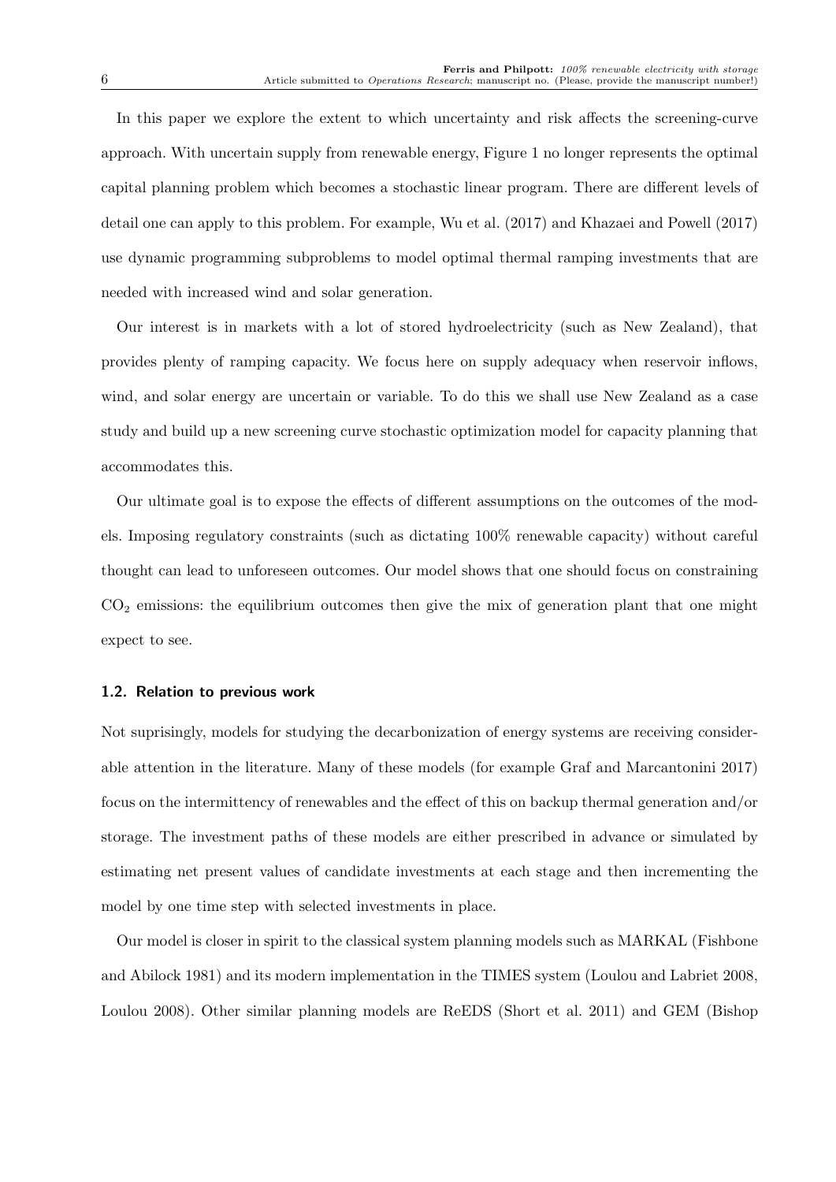In this paper we explore the extent to which uncertainty and risk affects the screening-curve approach. With uncertain supply from renewable energy, Figure 1 no longer represents the optimal capital planning problem which becomes a stochastic linear program. There are different levels of detail one can apply to this problem. For example, Wu et al. (2017) and Khazaei and Powell (2017) use dynamic programming subproblems to model optimal thermal ramping investments that are needed with increased wind and solar generation.

Our interest is in markets with a lot of stored hydroelectricity (such as New Zealand), that provides plenty of ramping capacity. We focus here on supply adequacy when reservoir inflows, wind, and solar energy are uncertain or variable. To do this we shall use New Zealand as a case study and build up a new screening curve stochastic optimization model for capacity planning that accommodates this.

Our ultimate goal is to expose the effects of different assumptions on the outcomes of the models. Imposing regulatory constraints (such as dictating 100% renewable capacity) without careful thought can lead to unforeseen outcomes. Our model shows that one should focus on constraining $CO_2$ emissions: the equilibrium outcomes then give the mix of generation plant that one might expect to see.

### 1.2. Relation to previous work

Not suprisingly, models for studying the decarbonization of energy systems are receiving considerable attention in the literature. Many of these models (for example Graf and Marcantonini 2017) focus on the intermittency of renewables and the effect of this on backup thermal generation and/or storage. The investment paths of these models are either prescribed in advance or simulated by estimating net present values of candidate investments at each stage and then incrementing the model by one time step with selected investments in place.

Our model is closer in spirit to the classical system planning models such as MARKAL (Fishbone and Abilock 1981) and its modern implementation in the TIMES system (Loulou and Labriet 2008, Loulou 2008). Other similar planning models are ReEDS (Short et al. 2011) and GEM (Bishop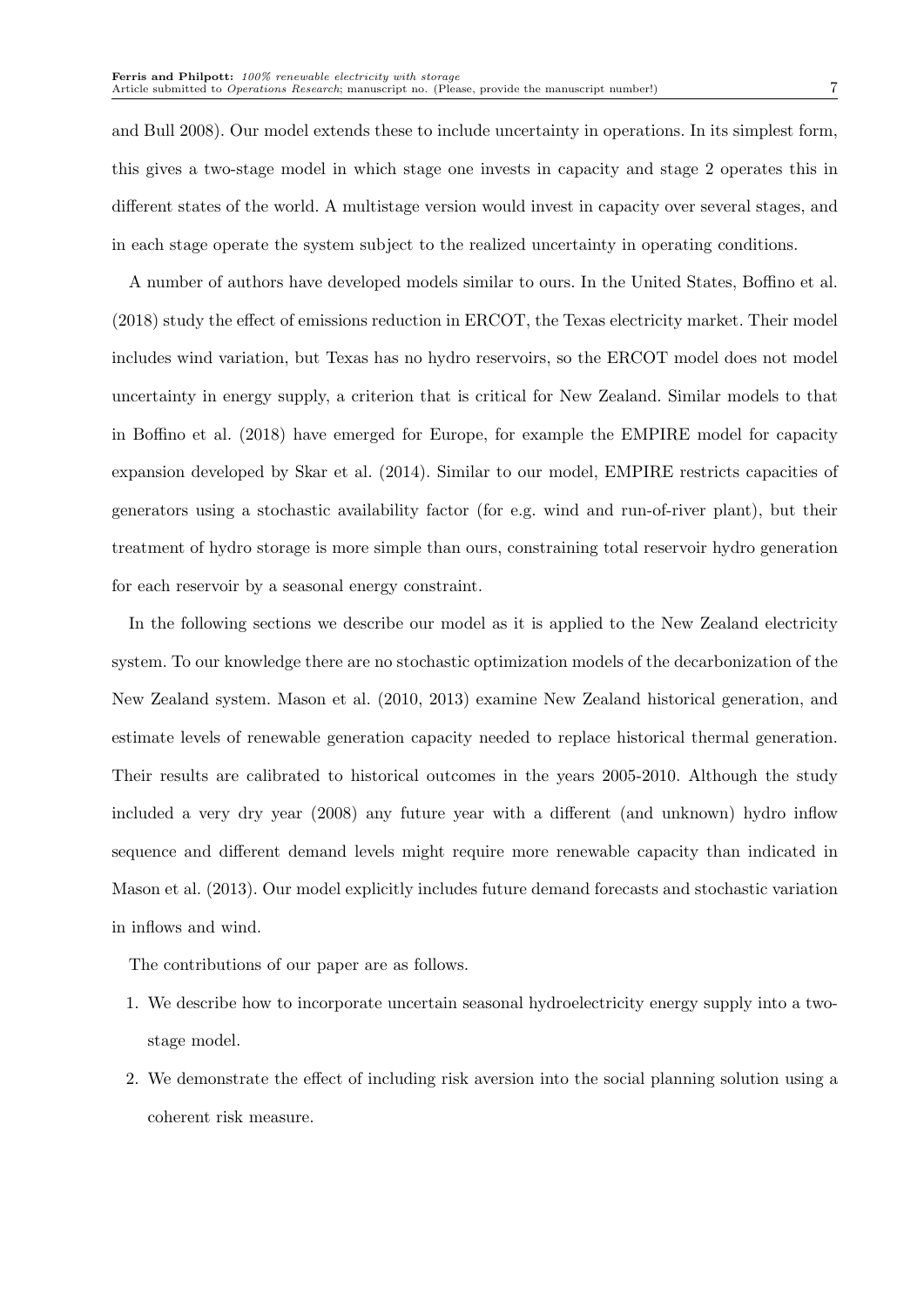and Bull 2008). Our model extends these to include uncertainty in operations. In its simplest form, this gives a two-stage model in which stage one invests in capacity and stage 2 operates this in different states of the world. A multistage version would invest in capacity over several stages, and in each stage operate the system subject to the realized uncertainty in operating conditions.

A number of authors have developed models similar to ours. In the United States, Boffino et al. (2018) study the effect of emissions reduction in ERCOT, the Texas electricity market. Their model includes wind variation, but Texas has no hydro reservoirs, so the ERCOT model does not model uncertainty in energy supply, a criterion that is critical for New Zealand. Similar models to that in Boffino et al. (2018) have emerged for Europe, for example the EMPIRE model for capacity expansion developed by Skar et al. (2014). Similar to our model, EMPIRE restricts capacities of generators using a stochastic availability factor (for e.g. wind and run-of-river plant), but their treatment of hydro storage is more simple than ours, constraining total reservoir hydro generation for each reservoir by a seasonal energy constraint.

In the following sections we describe our model as it is applied to the New Zealand electricity system. To our knowledge there are no stochastic optimization models of the decarbonization of the New Zealand system. Mason et al. (2010, 2013) examine New Zealand historical generation, and estimate levels of renewable generation capacity needed to replace historical thermal generation. Their results are calibrated to historical outcomes in the years 2005-2010. Although the study included a very dry year (2008) any future year with a different (and unknown) hydro inflow sequence and different demand levels might require more renewable capacity than indicated in Mason et al. (2013). Our model explicitly includes future demand forecasts and stochastic variation in inflows and wind.

The contributions of our paper are as follows.

1. We describe how to incorporate uncertain seasonal hydroelectricity energy supply into a two-stage model.
2. We demonstrate the effect of including risk aversion into the social planning solution using a coherent risk measure.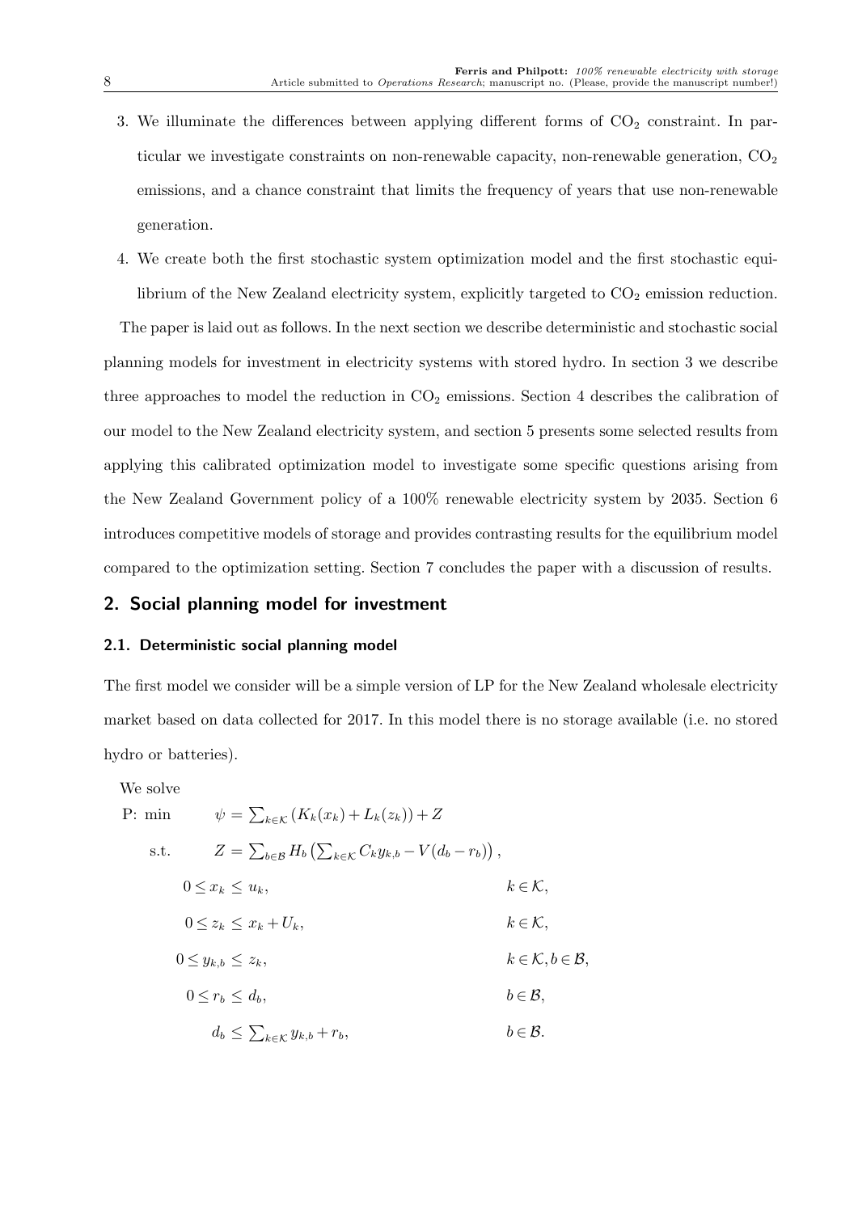3. We illuminate the differences between applying different forms of $CO_2$ constraint. In particular we investigate constraints on non-renewable capacity, non-renewable generation, $CO_2$ emissions, and a chance constraint that limits the frequency of years that use non-renewable generation.
4. We create both the first stochastic system optimization model and the first stochastic equilibrium of the New Zealand electricity system, explicitly targeted to $CO_2$ emission reduction.

The paper is laid out as follows. In the next section we describe deterministic and stochastic social planning models for investment in electricity systems with stored hydro. In section 3 we describe three approaches to model the reduction in $CO_2$ emissions. Section 4 describes the calibration of our model to the New Zealand electricity system, and section 5 presents some selected results from applying this calibrated optimization model to investigate some specific questions arising from the New Zealand Government policy of a 100% renewable electricity system by 2035. Section 6 introduces competitive models of storage and provides contrasting results for the equilibrium model compared to the optimization setting. Section 7 concludes the paper with a discussion of results.

## 2. Social planning model for investment

### 2.1. Deterministic social planning model

The first model we consider will be a simple version of LP for the New Zealand wholesale electricity market based on data collected for 2017. In this model there is no storage available (i.e. no stored hydro or batteries).

We solve

$$
\begin{aligned}
\text{P: } \min \quad & \psi = \sum_{k \in \mathcal{K}} \left( K_k(x_k) + L_k(z_k) \right) + Z \\
\text{s.t.} \quad & Z = \sum_{b \in \mathcal{B}} H_b \left( \sum_{k \in \mathcal{K}} C_k y_{k,b} - V(d_b - r_b) \right), \\
& 0 \le x_k \le u_k, && k \in \mathcal{K}, \\
& 0 \le z_k \le x_k + U_k, && k \in \mathcal{K}, \\
& 0 \le y_{k,b} \le z_k, && k \in \mathcal{K}, b \in \mathcal{B}, \\
& 0 \le r_b \le d_b, && b \in \mathcal{B}, \\
& d_b \le \sum_{k \in \mathcal{K}} y_{k,b} + r_b, && b \in \mathcal{B}.
\end{aligned}
$$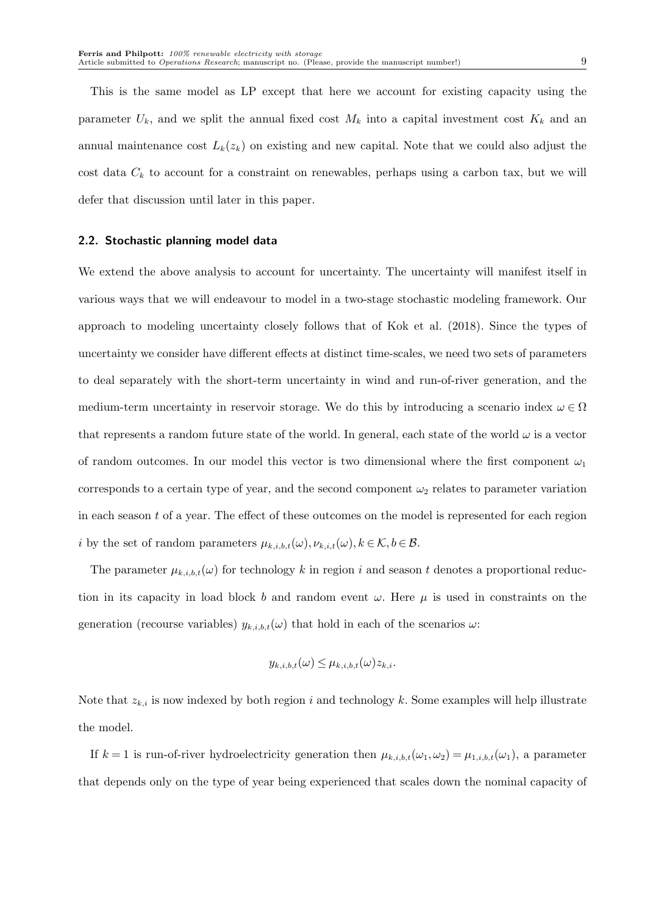This is the same model as LP except that here we account for existing capacity using the parameter $U_k$, and we split the annual fixed cost $M_k$ into a capital investment cost $K_k$ and an annual maintenance cost $L_k(z_k)$ on existing and new capital. Note that we could also adjust the cost data $C_k$ to account for a constraint on renewables, perhaps using a carbon tax, but we will defer that discussion until later in this paper.

### 2.2. Stochastic planning model data

We extend the above analysis to account for uncertainty. The uncertainty will manifest itself in various ways that we will endeavour to model in a two-stage stochastic modeling framework. Our approach to modeling uncertainty closely follows that of Kok et al. (2018). Since the types of uncertainty we consider have different effects at distinct time-scales, we need two sets of parameters to deal separately with the short-term uncertainty in wind and run-of-river generation, and the medium-term uncertainty in reservoir storage. We do this by introducing a scenario index $\omega \in \Omega$ that represents a random future state of the world. In general, each state of the world $\omega$ is a vector of random outcomes. In our model this vector is two dimensional where the first component $\omega_1$ corresponds to a certain type of year, and the second component $\omega_2$ relates to parameter variation in each season $t$ of a year. The effect of these outcomes on the model is represented for each region $i$ by the set of random parameters $\mu_{k,i,b,t}(\omega), \nu_{k,i,t}(\omega), k \in \mathcal{K}, b \in \mathcal{B}$.

The parameter $\mu_{k,i,b,t}(\omega)$ for technology $k$ in region $i$ and season $t$ denotes a proportional reduction in its capacity in load block $b$ and random event $\omega$. Here $\mu$ is used in constraints on the generation (recourse variables) $y_{k,i,b,t}(\omega)$ that hold in each of the scenarios $\omega$:

$$y_{k,i,b,t}(\omega) \leq \mu_{k,i,b,t}(\omega) z_{k,i}.$$

Note that $z_{k,i}$ is now indexed by both region $i$ and technology $k$. Some examples will help illustrate the model.

If $k = 1$ is run-of-river hydroelectricity generation then $\mu_{k,i,b,t}(\omega_1, \omega_2) = \mu_{1,i,b,t}(\omega_1)$, a parameter that depends only on the type of year being experienced that scales down the nominal capacity of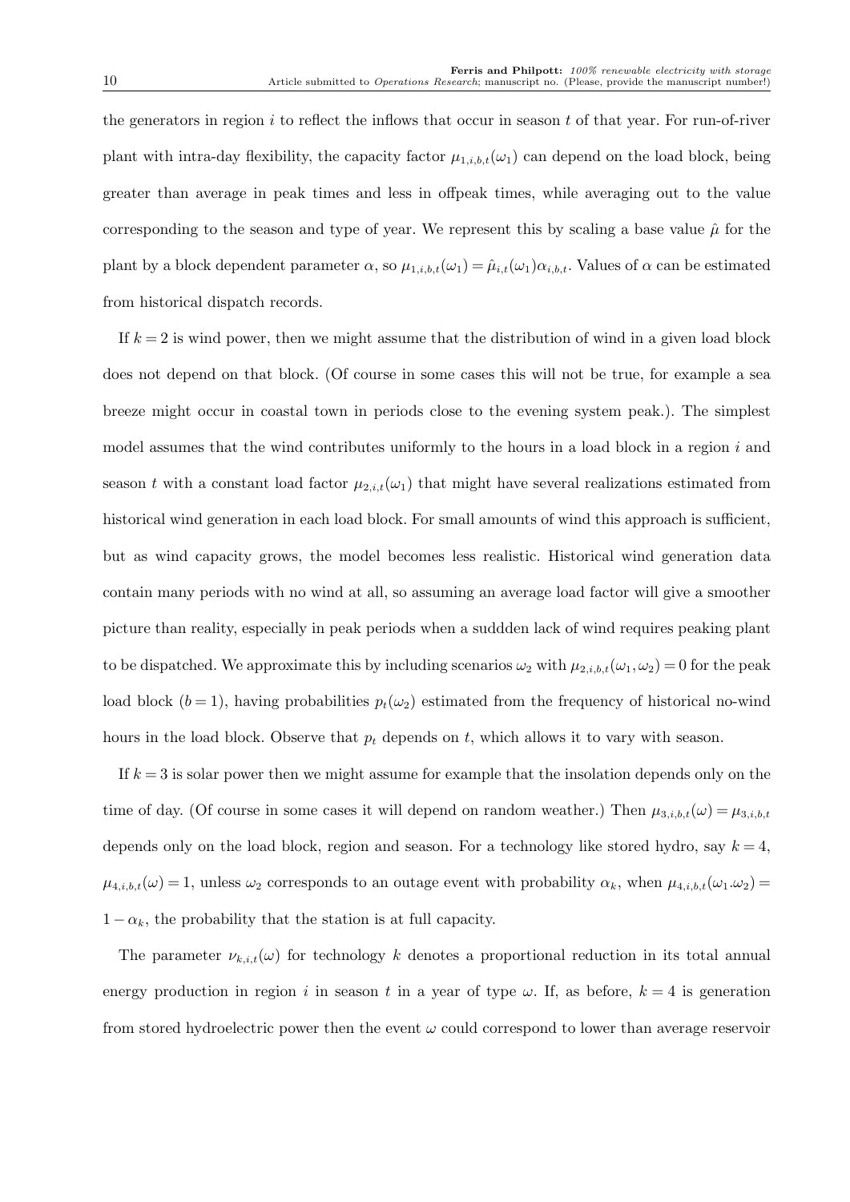the generators in region $i$ to reflect the inflows that occur in season $t$ of that year. For run-of-river plant with intra-day flexibility, the capacity factor $\mu_{1,i,b,t}(\omega_1)$ can depend on the load block, being greater than average in peak times and less in offpeak times, while averaging out to the value corresponding to the season and type of year. We represent this by scaling a base value $\hat{\mu}$ for the plant by a block dependent parameter $\alpha$, so $\mu_{1,i,b,t}(\omega_1) = \hat{\mu}_{i,t}(\omega_1)\alpha_{i,b,t}$. Values of $\alpha$ can be estimated from historical dispatch records.

If $k = 2$ is wind power, then we might assume that the distribution of wind in a given load block does not depend on that block. (Of course in some cases this will not be true, for example a sea breeze might occur in coastal town in periods close to the evening system peak.). The simplest model assumes that the wind contributes uniformly to the hours in a load block in a region $i$ and season $t$ with a constant load factor $\mu_{2,i,t}(\omega_1)$ that might have several realizations estimated from historical wind generation in each load block. For small amounts of wind this approach is sufficient, but as wind capacity grows, the model becomes less realistic. Historical wind generation data contain many periods with no wind at all, so assuming an average load factor will give a smoother picture than reality, especially in peak periods when a suddden lack of wind requires peaking plant to be dispatched. We approximate this by including scenarios $\omega_2$ with $\mu_{2,i,b,t}(\omega_1, \omega_2) = 0$ for the peak load block ($b = 1$), having probabilities $p_t(\omega_2)$ estimated from the frequency of historical no-wind hours in the load block. Observe that $p_t$ depends on $t$, which allows it to vary with season.

If $k = 3$ is solar power then we might assume for example that the insolation depends only on the time of day. (Of course in some cases it will depend on random weather.) Then $\mu_{3,i,b,t}(\omega) = \mu_{3,i,b,t}$ depends only on the load block, region and season. For a technology like stored hydro, say $k = 4$, $\mu_{4,i,b,t}(\omega) = 1$, unless $\omega_2$ corresponds to an outage event with probability $\alpha_k$, when $\mu_{4,i,b,t}(\omega_1.\omega_2) = 1 - \alpha_k$, the probability that the station is at full capacity.

The parameter $\nu_{k,i,t}(\omega)$ for technology $k$ denotes a proportional reduction in its total annual energy production in region $i$ in season $t$ in a year of type $\omega$. If, as before, $k = 4$ is generation from stored hydroelectric power then the event $\omega$ could correspond to lower than average reservoir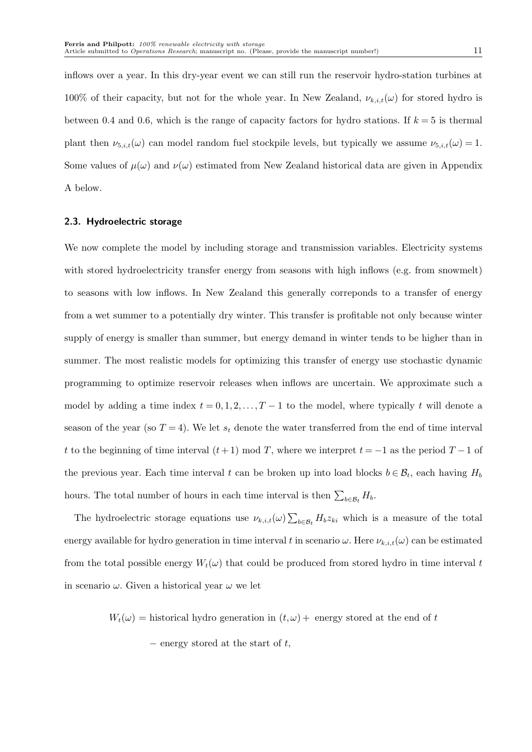inflows over a year. In this dry-year event we can still run the reservoir hydro-station turbines at 100% of their capacity, but not for the whole year. In New Zealand, $\nu_{k,i,t}(\omega)$ for stored hydro is between 0.4 and 0.6, which is the range of capacity factors for hydro stations. If $k = 5$ is thermal plant then $\nu_{5,i,t}(\omega)$ can model random fuel stockpile levels, but typically we assume $\nu_{5,i,t}(\omega) = 1$. Some values of $\mu(\omega)$ and $\nu(\omega)$ estimated from New Zealand historical data are given in Appendix A below.

### 2.3. Hydroelectric storage

We now complete the model by including storage and transmission variables. Electricity systems with stored hydroelectricity transfer energy from seasons with high inflows (e.g. from snowmelt) to seasons with low inflows. In New Zealand this generally correponds to a transfer of energy from a wet summer to a potentially dry winter. This transfer is profitable not only because winter supply of energy is smaller than summer, but energy demand in winter tends to be higher than in summer. The most realistic models for optimizing this transfer of energy use stochastic dynamic programming to optimize reservoir releases when inflows are uncertain. We approximate such a model by adding a time index $t = 0, 1, 2, \ldots, T-1$ to the model, where typically $t$ will denote a season of the year (so $T = 4$). We let $s_t$ denote the water transferred from the end of time interval $t$ to the beginning of time interval $(t+1) \bmod T$, where we interpret $t = -1$ as the period $T-1$ of the previous year. Each time interval $t$ can be broken up into load blocks $b \in \mathcal{B}_t$, each having $H_b$ hours. The total number of hours in each time interval is then $\sum_{b \in \mathcal{B}_t} H_b$.

The hydroelectric storage equations use $\nu_{k,i,t}(\omega) \sum_{b \in \mathcal{B}_t} H_b z_{ki}$ which is a measure of the total energy available for hydro generation in time interval $t$ in scenario $\omega$. Here $\nu_{k,i,t}(\omega)$ can be estimated from the total possible energy $W_t(\omega)$ that could be produced from stored hydro in time interval $t$ in scenario $\omega$. Given a historical year $\omega$ we let

$$
\begin{aligned}
W_t(\omega) = {} & \text{historical hydro generation in } (t, \omega) + \text{ energy stored at the end of } t \\
& - \text{ energy stored at the start of } t,
\end{aligned}
$$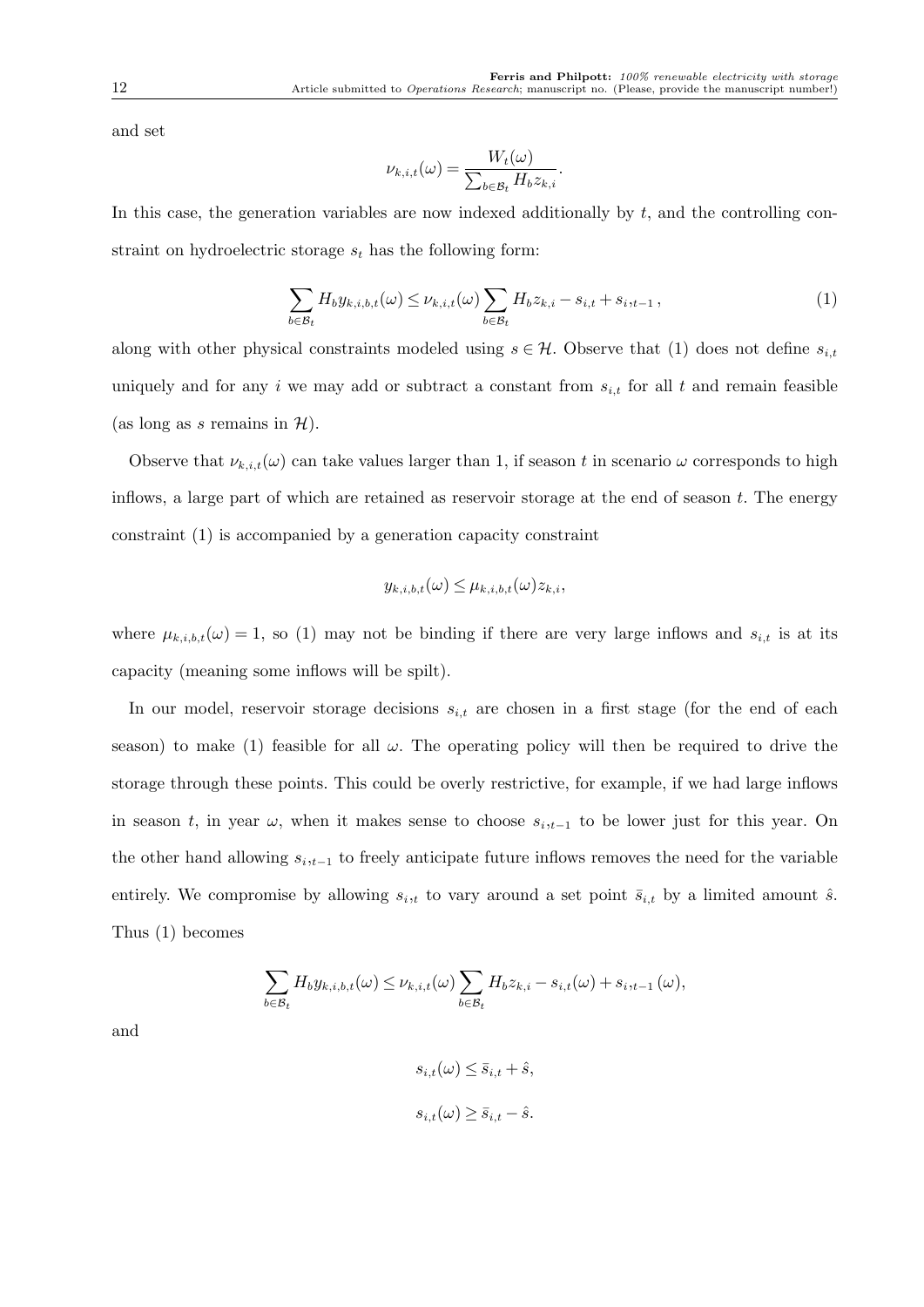and set

$$\nu_{k,i,t}(\omega) = \frac{W_t(\omega)}{\sum_{b \in \mathcal{B}_t} H_b z_{k,i}}.$$

In this case, the generation variables are now indexed additionally by $t$, and the controlling constraint on hydroelectric storage $s_t$ has the following form:

$$\sum_{b \in \mathcal{B}_t} H_b y_{k,i,b,t}(\omega) \leq \nu_{k,i,t}(\omega) \sum_{b \in \mathcal{B}_t} H_b z_{k,i} - s_{i,t} + s_{i,t-1}\,, \tag{1}$$

along with other physical constraints modeled using $s \in \mathcal{H}$. Observe that (1) does not define $s_{i,t}$ uniquely and for any $i$ we may add or subtract a constant from $s_{i,t}$ for all $t$ and remain feasible (as long as $s$ remains in $\mathcal{H}$).

Observe that $\nu_{k,i,t}(\omega)$ can take values larger than 1, if season $t$ in scenario $\omega$ corresponds to high inflows, a large part of which are retained as reservoir storage at the end of season $t$. The energy constraint (1) is accompanied by a generation capacity constraint

$$y_{k,i,b,t}(\omega) \leq \mu_{k,i,b,t}(\omega) z_{k,i},$$

where $\mu_{k,i,b,t}(\omega) = 1$, so (1) may not be binding if there are very large inflows and $s_{i,t}$ is at its capacity (meaning some inflows will be spilt).

In our model, reservoir storage decisions $s_{i,t}$ are chosen in a first stage (for the end of each season) to make (1) feasible for all $\omega$. The operating policy will then be required to drive the storage through these points. This could be overly restrictive, for example, if we had large inflows in season $t$, in year $\omega$, when it makes sense to choose $s_{i,t-1}$ to be lower just for this year. On the other hand allowing $s_{i,t-1}$ to freely anticipate future inflows removes the need for the variable entirely. We compromise by allowing $s_{i,t}$ to vary around a set point $\bar{s}_{i,t}$ by a limited amount $\hat{s}$. Thus (1) becomes

$$\sum_{b \in \mathcal{B}_t} H_b y_{k,i,b,t}(\omega) \leq \nu_{k,i,t}(\omega) \sum_{b \in \mathcal{B}_t} H_b z_{k,i} - s_{i,t}(\omega) + s_{i,t-1}(\omega),$$

and

$$s_{i,t}(\omega) \leq \bar{s}_{i,t} + \hat{s},$$

$$s_{i,t}(\omega) \geq \bar{s}_{i,t} - \hat{s}.$$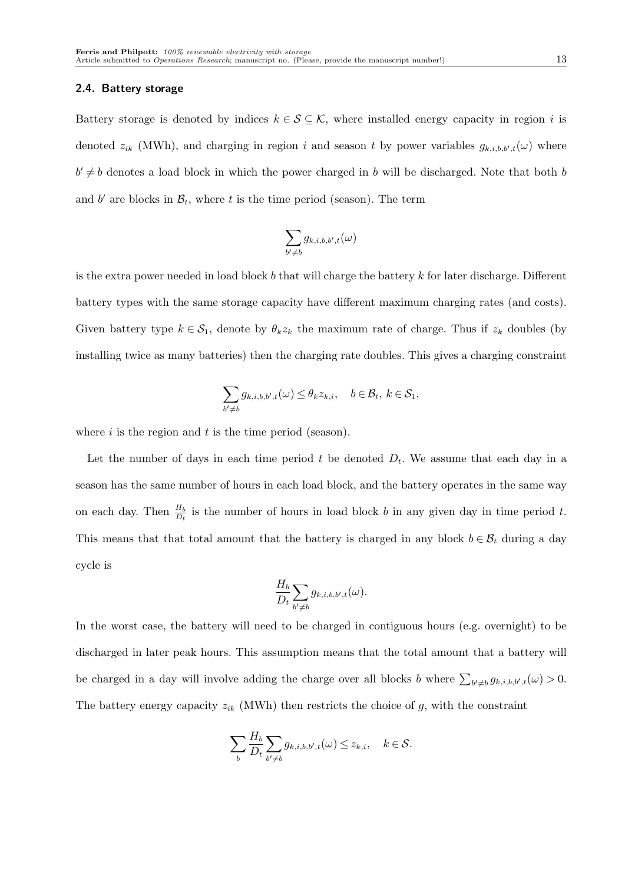### 2.4. Battery storage

Battery storage is denoted by indices $k \in \mathcal{S} \subseteq \mathcal{K}$, where installed energy capacity in region $i$ is denoted $z_{ik}$ (MWh), and charging in region $i$ and season $t$ by power variables $g_{k,i,b,b',t}(\omega)$ where $b' \neq b$ denotes a load block in which the power charged in $b$ will be discharged. Note that both $b$ and $b'$ are blocks in $\mathcal{B}_t$, where $t$ is the time period (season). The term

$$\sum_{b' \neq b} g_{k,i,b,b',t}(\omega)$$

is the extra power needed in load block $b$ that will charge the battery $k$ for later discharge. Different battery types with the same storage capacity have different maximum charging rates (and costs). Given battery type $k \in \mathcal{S}_1$, denote by $\theta_k z_k$ the maximum rate of charge. Thus if $z_k$ doubles (by installing twice as many batteries) then the charging rate doubles. This gives a charging constraint

$$\sum_{b' \neq b} g_{k,i,b,b',t}(\omega) \leq \theta_k z_{k,i}, \quad b \in \mathcal{B}_t,\ k \in \mathcal{S}_1,$$

where $i$ is the region and $t$ is the time period (season).

Let the number of days in each time period $t$ be denoted $D_t$. We assume that each day in a season has the same number of hours in each load block, and the battery operates in the same way on each day. Then $\frac{H_b}{D_t}$ is the number of hours in load block $b$ in any given day in time period $t$. This means that that total amount that the battery is charged in any block $b \in \mathcal{B}_t$ during a day cycle is

$$\frac{H_b}{D_t} \sum_{b' \neq b} g_{k,i,b,b',t}(\omega).$$

In the worst case, the battery will need to be charged in contiguous hours (e.g. overnight) to be discharged in later peak hours. This assumption means that the total amount that a battery will be charged in a day will involve adding the charge over all blocks $b$ where $\sum_{b' \neq b} g_{k,i,b,b',t}(\omega) > 0$. The battery energy capacity $z_{ik}$ (MWh) then restricts the choice of $g$, with the constraint

$$\sum_{b} \frac{H_b}{D_t} \sum_{b' \neq b} g_{k,i,b,b',t}(\omega) \leq z_{k,i}, \quad k \in \mathcal{S}.$$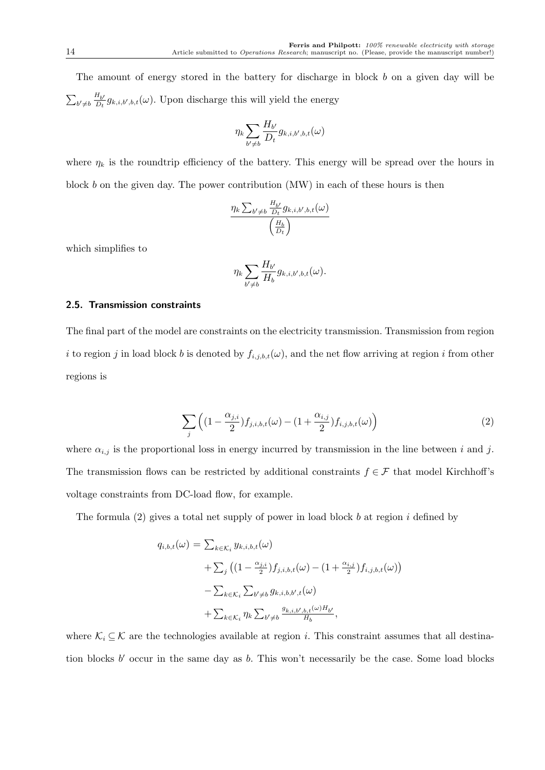The amount of energy stored in the battery for discharge in block $b$ on a given day will be $\sum_{b' \neq b} \frac{H_{b'}}{D_t} g_{k,i,b',b,t}(\omega)$. Upon discharge this will yield the energy

$$\eta_k \sum_{b' \neq b} \frac{H_{b'}}{D_t} g_{k,i,b',b,t}(\omega)$$

where $\eta_k$ is the roundtrip efficiency of the battery. This energy will be spread over the hours in block $b$ on the given day. The power contribution (MW) in each of these hours is then

$$\frac{\eta_k \sum_{b' \neq b} \frac{H_{b'}}{D_t} g_{k,i,b',b,t}(\omega)}{\left(\frac{H_b}{D_t}\right)}$$

which simplifies to

$$\eta_k \sum_{b' \neq b} \frac{H_{b'}}{H_b} g_{k,i,b',b,t}(\omega).$$

### 2.5. Transmission constraints

The final part of the model are constraints on the electricity transmission. Transmission from region $i$ to region $j$ in load block $b$ is denoted by $f_{i,j,b,t}(\omega)$, and the net flow arriving at region $i$ from other regions is

$$\sum_j \left( (1 - \frac{\alpha_{j,i}}{2}) f_{j,i,b,t}(\omega) - (1 + \frac{\alpha_{i,j}}{2}) f_{i,j,b,t}(\omega) \right) \tag{2}$$

where $\alpha_{i,j}$ is the proportional loss in energy incurred by transmission in the line between $i$ and $j$. The transmission flows can be restricted by additional constraints $f \in \mathcal{F}$ that model Kirchhoff's voltage constraints from DC-load flow, for example.

The formula (2) gives a total net supply of power in load block $b$ at region $i$ defined by

$$\begin{aligned} q_{i,b,t}(\omega) = & \textstyle\sum_{k \in \mathcal{K}_i} y_{k,i,b,t}(\omega) \\ & + \textstyle\sum_j \left( (1 - \frac{\alpha_{j,i}}{2}) f_{j,i,b,t}(\omega) - (1 + \frac{\alpha_{i,j}}{2}) f_{i,j,b,t}(\omega) \right) \\ & - \textstyle\sum_{k \in \mathcal{K}_i} \sum_{b' \neq b} g_{k,i,b,b',t}(\omega) \\ & + \textstyle\sum_{k \in \mathcal{K}_i} \eta_k \sum_{b' \neq b} \frac{g_{k,i,b',b,t}(\omega) H_{b'}}{H_b}, \end{aligned}$$

where $\mathcal{K}_i \subseteq \mathcal{K}$ are the technologies available at region $i$. This constraint assumes that all destination blocks $b'$ occur in the same day as $b$. This won't necessarily be the case. Some load blocks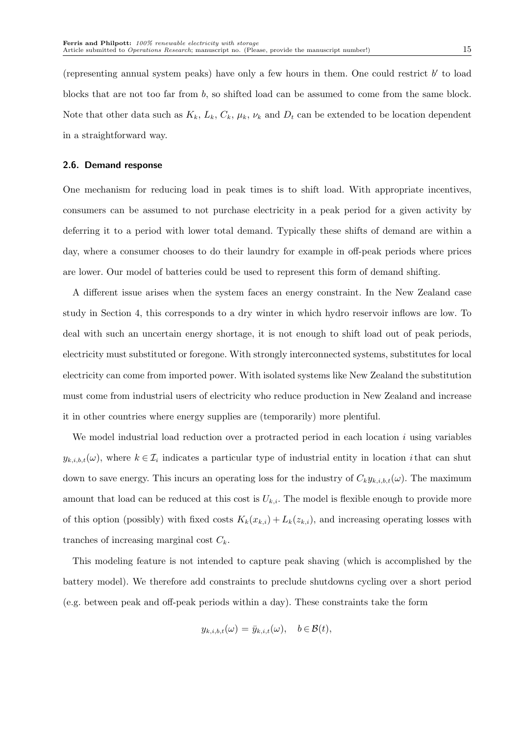(representing annual system peaks) have only a few hours in them. One could restrict $b'$ to load blocks that are not too far from $b$, so shifted load can be assumed to come from the same block. Note that other data such as $K_k$, $L_k$, $C_k$, $\mu_k$, $\nu_k$ and $D_t$ can be extended to be location dependent in a straightforward way.

### 2.6. Demand response

One mechanism for reducing load in peak times is to shift load. With appropriate incentives, consumers can be assumed to not purchase electricity in a peak period for a given activity by deferring it to a period with lower total demand. Typically these shifts of demand are within a day, where a consumer chooses to do their laundry for example in off-peak periods where prices are lower. Our model of batteries could be used to represent this form of demand shifting.

A different issue arises when the system faces an energy constraint. In the New Zealand case study in Section 4, this corresponds to a dry winter in which hydro reservoir inflows are low. To deal with such an uncertain energy shortage, it is not enough to shift load out of peak periods, electricity must substituted or foregone. With strongly interconnected systems, substitutes for local electricity can come from imported power. With isolated systems like New Zealand the substitution must come from industrial users of electricity who reduce production in New Zealand and increase it in other countries where energy supplies are (temporarily) more plentiful.

We model industrial load reduction over a protracted period in each location $i$ using variables $y_{k,i,b,t}(\omega)$, where $k \in \mathcal{I}_i$ indicates a particular type of industrial entity in location $i$ that can shut down to save energy. This incurs an operating loss for the industry of $C_k y_{k,i,b,t}(\omega)$. The maximum amount that load can be reduced at this cost is $U_{k,i}$. The model is flexible enough to provide more of this option (possibly) with fixed costs $K_k(x_{k,i}) + L_k(z_{k,i})$, and increasing operating losses with tranches of increasing marginal cost $C_k$.

This modeling feature is not intended to capture peak shaving (which is accomplished by the battery model). We therefore add constraints to preclude shutdowns cycling over a short period (e.g. between peak and off-peak periods within a day). These constraints take the form

$$y_{k,i,b,t}(\omega) = \bar{y}_{k,i,t}(\omega), \quad b \in \mathcal{B}(t),$$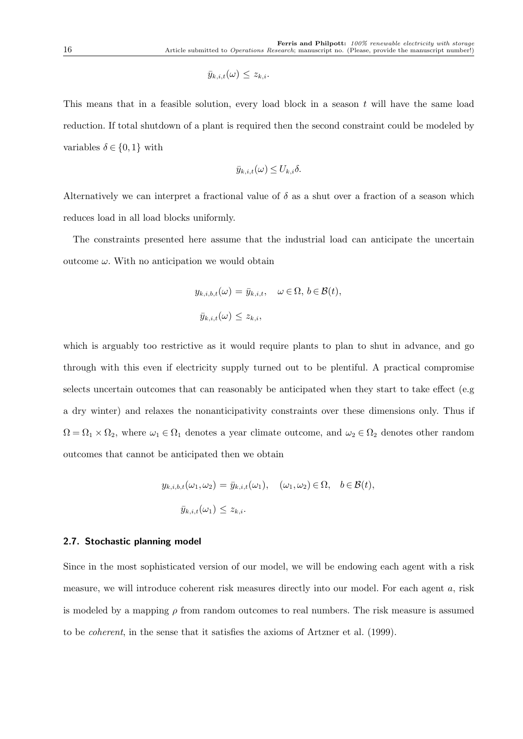$$\bar{y}_{k,i,t}(\omega) \leq z_{k,i}.$$

This means that in a feasible solution, every load block in a season $t$ will have the same load reduction. If total shutdown of a plant is required then the second constraint could be modeled by variables $\delta \in \{0,1\}$ with

$$\bar{y}_{k,i,t}(\omega) \leq U_{k,i}\delta.$$

Alternatively we can interpret a fractional value of $\delta$ as a shut over a fraction of a season which reduces load in all load blocks uniformly.

The constraints presented here assume that the industrial load can anticipate the uncertain outcome $\omega$. With no anticipation we would obtain

$$y_{k,i,b,t}(\omega) = \bar{y}_{k,i,t}, \quad \omega \in \Omega,\ b \in \mathcal{B}(t),$$

$$\bar{y}_{k,i,t}(\omega) \leq z_{k,i},$$

which is arguably too restrictive as it would require plants to plan to shut in advance, and go through with this even if electricity supply turned out to be plentiful. A practical compromise selects uncertain outcomes that can reasonably be anticipated when they start to take effect (e.g a dry winter) and relaxes the nonanticipativity constraints over these dimensions only. Thus if $\Omega = \Omega_1 \times \Omega_2$, where $\omega_1 \in \Omega_1$ denotes a year climate outcome, and $\omega_2 \in \Omega_2$ denotes other random outcomes that cannot be anticipated then we obtain

$$y_{k,i,b,t}(\omega_1,\omega_2) = \bar{y}_{k,i,t}(\omega_1), \quad (\omega_1,\omega_2) \in \Omega, \quad b \in \mathcal{B}(t),$$

$$\bar{y}_{k,i,t}(\omega_1) \leq z_{k,i}.$$

### 2.7. Stochastic planning model

Since in the most sophisticated version of our model, we will be endowing each agent with a risk measure, we will introduce coherent risk measures directly into our model. For each agent $a$, risk is modeled by a mapping $\rho$ from random outcomes to real numbers. The risk measure is assumed to be *coherent*, in the sense that it satisfies the axioms of Artzner et al. (1999).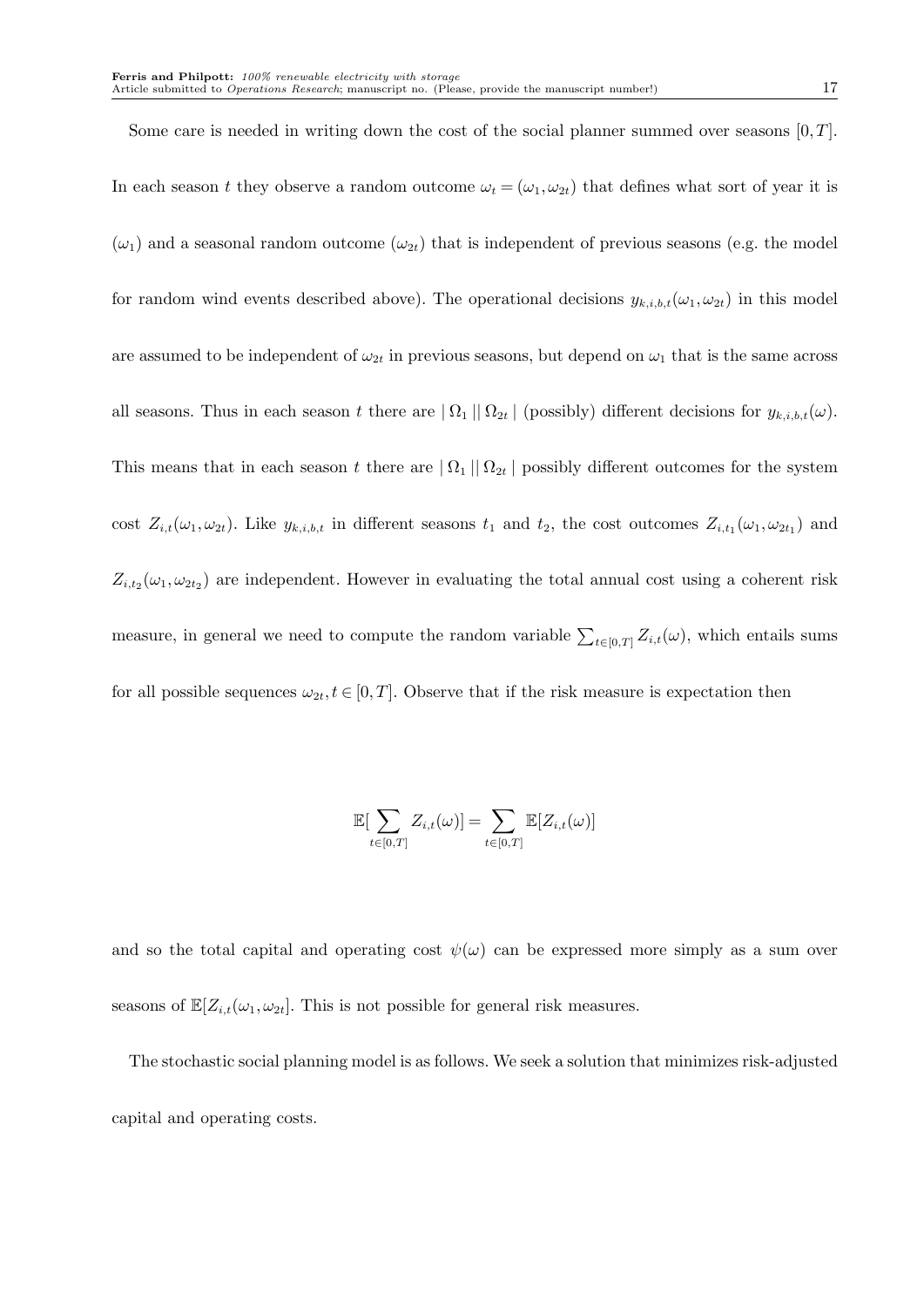Some care is needed in writing down the cost of the social planner summed over seasons $[0,T]$. In each season $t$ they observe a random outcome $\omega_t = (\omega_1, \omega_{2t})$ that defines what sort of year it is $(\omega_1)$ and a seasonal random outcome $(\omega_{2t})$ that is independent of previous seasons (e.g. the model for random wind events described above). The operational decisions $y_{k,i,b,t}(\omega_1, \omega_{2t})$ in this model are assumed to be independent of $\omega_{2t}$ in previous seasons, but depend on $\omega_1$ that is the same across all seasons. Thus in each season $t$ there are $|\Omega_1||\Omega_{2t}|$ (possibly) different decisions for $y_{k,i,b,t}(\omega)$. This means that in each season $t$ there are $|\Omega_1||\Omega_{2t}|$ possibly different outcomes for the system cost $Z_{i,t}(\omega_1, \omega_{2t})$. Like $y_{k,i,b,t}$ in different seasons $t_1$ and $t_2$, the cost outcomes $Z_{i,t_1}(\omega_1, \omega_{2t_1})$ and $Z_{i,t_2}(\omega_1, \omega_{2t_2})$ are independent. However in evaluating the total annual cost using a coherent risk measure, in general we need to compute the random variable $\sum_{t \in [0,T]} Z_{i,t}(\omega)$, which entails sums for all possible sequences $\omega_{2t}, t \in [0,T]$. Observe that if the risk measure is expectation then

$$\mathbb{E}[\sum_{t \in [0,T]} Z_{i,t}(\omega)] = \sum_{t \in [0,T]} \mathbb{E}[Z_{i,t}(\omega)]$$

and so the total capital and operating cost $\psi(\omega)$ can be expressed more simply as a sum over seasons of $\mathbb{E}[Z_{i,t}(\omega_1, \omega_{2t}]$. This is not possible for general risk measures.

The stochastic social planning model is as follows. We seek a solution that minimizes risk-adjusted capital and operating costs.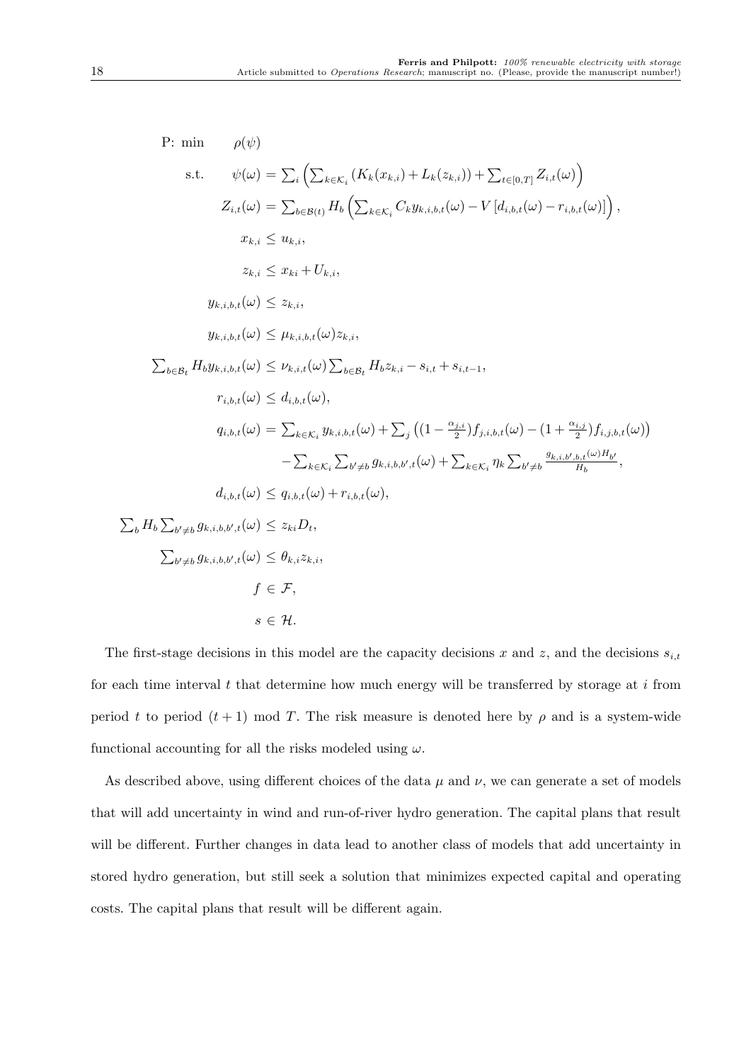$$
\begin{aligned}
\text{P: min} \quad & \rho(\psi) \\
\text{s.t.} \quad \psi(\omega) &= \textstyle\sum_i \left( \sum_{k \in \mathcal{K}_i} (K_k(x_{k,i}) + L_k(z_{k,i})) + \sum_{t \in [0,T]} Z_{i,t}(\omega) \right) \\
Z_{i,t}(\omega) &= \textstyle\sum_{b \in \mathcal{B}(t)} H_b \left( \sum_{k \in \mathcal{K}_i} C_k y_{k,i,b,t}(\omega) - V \left[ d_{i,b,t}(\omega) - r_{i,b,t}(\omega) \right] \right), \\
x_{k,i} &\leq u_{k,i}, \\
z_{k,i} &\leq x_{ki} + U_{k,i}, \\
y_{k,i,b,t}(\omega) &\leq z_{k,i}, \\
y_{k,i,b,t}(\omega) &\leq \mu_{k,i,b,t}(\omega) z_{k,i}, \\
\textstyle\sum_{b \in \mathcal{B}_t} H_b y_{k,i,b,t}(\omega) &\leq \nu_{k,i,t}(\omega) \textstyle\sum_{b \in \mathcal{B}_t} H_b z_{k,i} - s_{i,t} + s_{i,t-1}, \\
r_{i,b,t}(\omega) &\leq d_{i,b,t}(\omega), \\
q_{i,b,t}(\omega) &= \textstyle\sum_{k \in \mathcal{K}_i} y_{k,i,b,t}(\omega) + \sum_j \left( (1 - \frac{\alpha_{j,i}}{2}) f_{j,i,b,t}(\omega) - (1 + \frac{\alpha_{i,j}}{2}) f_{i,j,b,t}(\omega) \right) \\
& \quad - \textstyle\sum_{k \in \mathcal{K}_i} \sum_{b' \neq b} g_{k,i,b,b',t}(\omega) + \sum_{k \in \mathcal{K}_i} \eta_k \sum_{b' \neq b} \frac{g_{k,i,b',b,t}(\omega) H_{b'}}{H_b}, \\
d_{i,b,t}(\omega) &\leq q_{i,b,t}(\omega) + r_{i,b,t}(\omega), \\
\textstyle\sum_b H_b \sum_{b' \neq b} g_{k,i,b,b',t}(\omega) &\leq z_{ki} D_t, \\
\textstyle\sum_{b' \neq b} g_{k,i,b,b',t}(\omega) &\leq \theta_{k,i} z_{k,i}, \\
f &\in \mathcal{F}, \\
s &\in \mathcal{H}.
\end{aligned}
$$

The first-stage decisions in this model are the capacity decisions $x$ and $z$, and the decisions $s_{i,t}$ for each time interval $t$ that determine how much energy will be transferred by storage at $i$ from period $t$ to period $(t+1)$ mod $T$. The risk measure is denoted here by $\rho$ and is a system-wide functional accounting for all the risks modeled using $\omega$.

As described above, using different choices of the data $\mu$ and $\nu$, we can generate a set of models that will add uncertainty in wind and run-of-river hydro generation. The capital plans that result will be different. Further changes in data lead to another class of models that add uncertainty in stored hydro generation, but still seek a solution that minimizes expected capital and operating costs. The capital plans that result will be different again.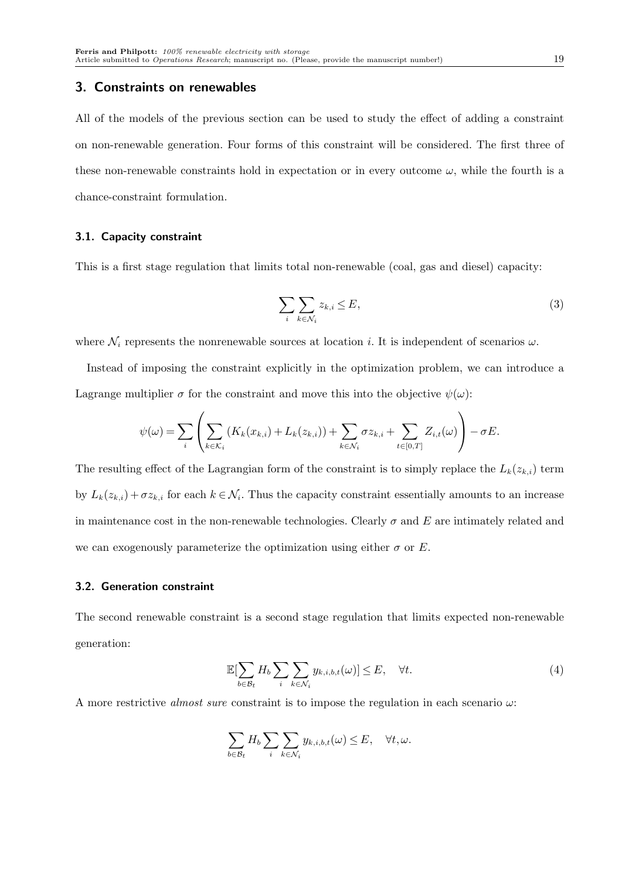## 3. Constraints on renewables

All of the models of the previous section can be used to study the effect of adding a constraint on non-renewable generation. Four forms of this constraint will be considered. The first three of these non-renewable constraints hold in expectation or in every outcome $\omega$, while the fourth is a chance-constraint formulation.

### 3.1. Capacity constraint

This is a first stage regulation that limits total non-renewable (coal, gas and diesel) capacity:

$$\sum_{i} \sum_{k \in \mathcal{N}_i} z_{k,i} \leq E, \tag{3}$$

where $\mathcal{N}_i$ represents the nonrenewable sources at location $i$. It is independent of scenarios $\omega$.

Instead of imposing the constraint explicitly in the optimization problem, we can introduce a Lagrange multiplier $\sigma$ for the constraint and move this into the objective $\psi(\omega)$:

$$\psi(\omega) = \sum_{i} \left( \sum_{k \in \mathcal{K}_i} (K_k(x_{k,i}) + L_k(z_{k,i})) + \sum_{k \in \mathcal{N}_i} \sigma z_{k,i} + \sum_{t \in [0,T]} Z_{i,t}(\omega) \right) - \sigma E.$$

The resulting effect of the Lagrangian form of the constraint is to simply replace the $L_k(z_{k,i})$ term by $L_k(z_{k,i}) + \sigma z_{k,i}$ for each $k \in \mathcal{N}_i$. Thus the capacity constraint essentially amounts to an increase in maintenance cost in the non-renewable technologies. Clearly $\sigma$ and $E$ are intimately related and we can exogenously parameterize the optimization using either $\sigma$ or $E$.

### 3.2. Generation constraint

The second renewable constraint is a second stage regulation that limits expected non-renewable generation:

$$\mathbb{E}[\sum_{b \in \mathcal{B}_t} H_b \sum_{i} \sum_{k \in \mathcal{N}_i} y_{k,i,b,t}(\omega)] \leq E, \quad \forall t. \tag{4}$$

A more restrictive *almost sure* constraint is to impose the regulation in each scenario $\omega$:

$$\sum_{b \in \mathcal{B}_t} H_b \sum_{i} \sum_{k \in \mathcal{N}_i} y_{k,i,b,t}(\omega) \leq E, \quad \forall t, \omega.$$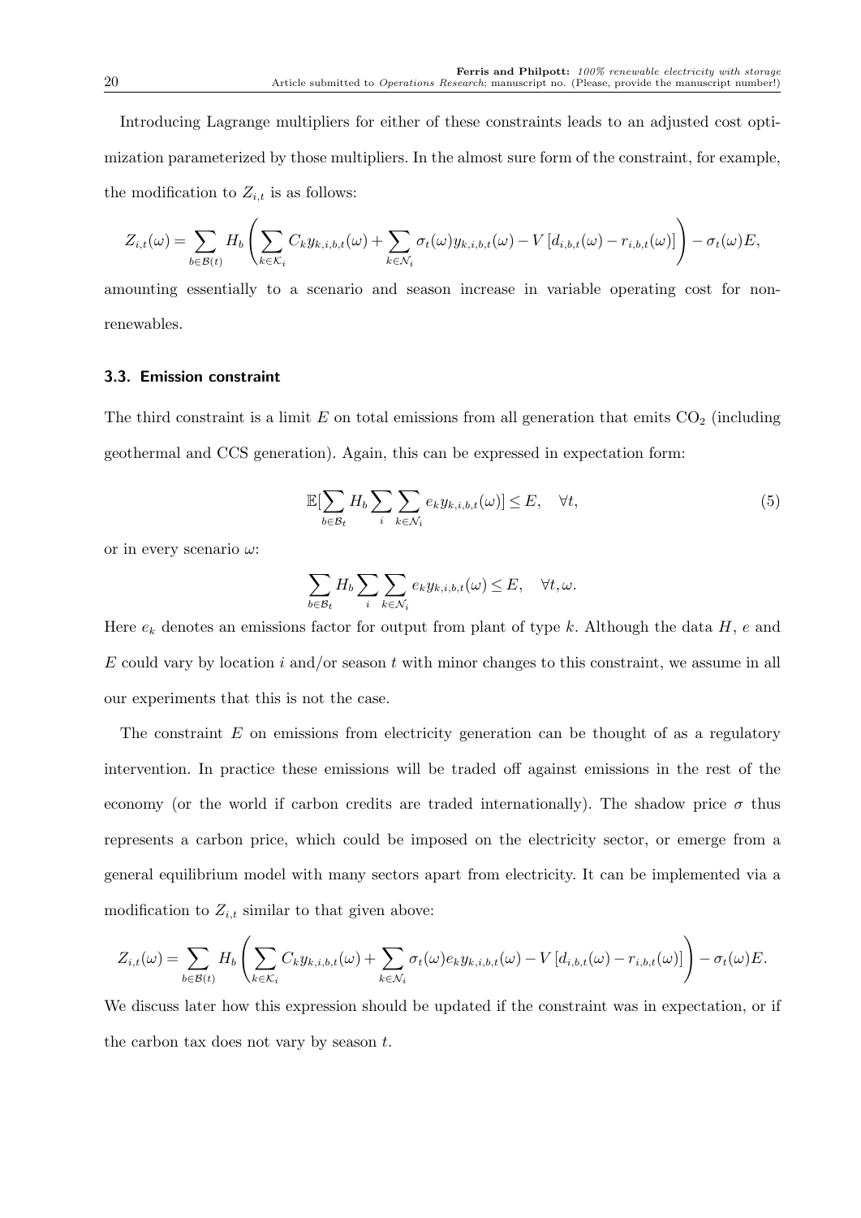Introducing Lagrange multipliers for either of these constraints leads to an adjusted cost optimization parameterized by those multipliers. In the almost sure form of the constraint, for example, the modification to $Z_{i,t}$ is as follows:

$$Z_{i,t}(\omega) = \sum_{b \in \mathcal{B}(t)} H_b \left( \sum_{k \in \mathcal{K}_i} C_k y_{k,i,b,t}(\omega) + \sum_{k \in \mathcal{N}_i} \sigma_t(\omega) y_{k,i,b,t}(\omega) - V \left[ d_{i,b,t}(\omega) - r_{i,b,t}(\omega) \right] \right) - \sigma_t(\omega) E,$$

amounting essentially to a scenario and season increase in variable operating cost for non-renewables.

### 3.3. Emission constraint

The third constraint is a limit $E$ on total emissions from all generation that emits $CO_2$ (including geothermal and CCS generation). Again, this can be expressed in expectation form:

$$\mathbb{E}[\sum_{b \in \mathcal{B}_t} H_b \sum_i \sum_{k \in \mathcal{N}_i} e_k y_{k,i,b,t}(\omega)] \leq E, \quad \forall t, \tag{5}$$

or in every scenario $\omega$:

$$\sum_{b \in \mathcal{B}_t} H_b \sum_i \sum_{k \in \mathcal{N}_i} e_k y_{k,i,b,t}(\omega) \leq E, \quad \forall t, \omega.$$

Here $e_k$ denotes an emissions factor for output from plant of type $k$. Although the data $H$, $e$ and $E$ could vary by location $i$ and/or season $t$ with minor changes to this constraint, we assume in all our experiments that this is not the case.

The constraint $E$ on emissions from electricity generation can be thought of as a regulatory intervention. In practice these emissions will be traded off against emissions in the rest of the economy (or the world if carbon credits are traded internationally). The shadow price $\sigma$ thus represents a carbon price, which could be imposed on the electricity sector, or emerge from a general equilibrium model with many sectors apart from electricity. It can be implemented via a modification to $Z_{i,t}$ similar to that given above:

$$Z_{i,t}(\omega) = \sum_{b \in \mathcal{B}(t)} H_b \left( \sum_{k \in \mathcal{K}_i} C_k y_{k,i,b,t}(\omega) + \sum_{k \in \mathcal{N}_i} \sigma_t(\omega) e_k y_{k,i,b,t}(\omega) - V \left[ d_{i,b,t}(\omega) - r_{i,b,t}(\omega) \right] \right) - \sigma_t(\omega) E.$$

We discuss later how this expression should be updated if the constraint was in expectation, or if the carbon tax does not vary by season $t$.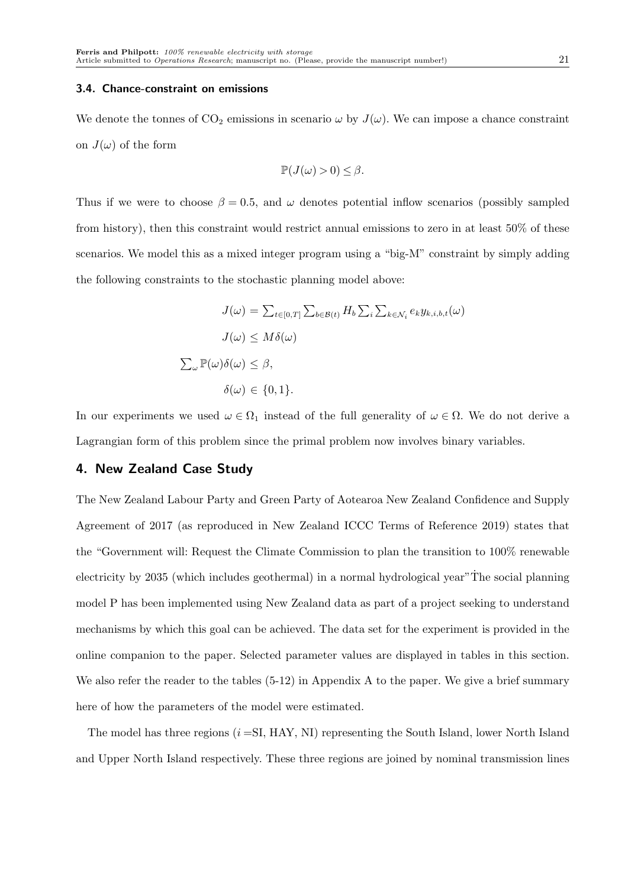### 3.4. Chance-constraint on emissions

We denote the tonnes of $CO_2$ emissions in scenario $\omega$ by $J(\omega)$. We can impose a chance constraint on $J(\omega)$ of the form

$$\mathbb{P}(J(\omega) > 0) \leq \beta.$$

Thus if we were to choose $\beta = 0.5$, and $\omega$ denotes potential inflow scenarios (possibly sampled from history), then this constraint would restrict annual emissions to zero in at least 50% of these scenarios. We model this as a mixed integer program using a "big-M" constraint by simply adding the following constraints to the stochastic planning model above:

$$
\begin{aligned}
J(\omega) &= \textstyle\sum_{t\in[0,T]} \sum_{b\in\mathcal{B}(t)} H_b \sum_i \sum_{k\in\mathcal{N}_i} e_k y_{k,i,b,t}(\omega) \\
J(\omega) &\leq M\delta(\omega) \\
\textstyle\sum_\omega \mathbb{P}(\omega)\delta(\omega) &\leq \beta, \\
\delta(\omega) &\in \{0,1\}.
\end{aligned}
$$

In our experiments we used $\omega \in \Omega_1$ instead of the full generality of $\omega \in \Omega$. We do not derive a Lagrangian form of this problem since the primal problem now involves binary variables.

## 4. New Zealand Case Study

The New Zealand Labour Party and Green Party of Aotearoa New Zealand Confidence and Supply Agreement of 2017 (as reproduced in New Zealand ICCC Terms of Reference 2019) states that the "Government will: Request the Climate Commission to plan the transition to 100% renewable electricity by 2035 (which includes geothermal) in a normal hydrological year"The social planning model P has been implemented using New Zealand data as part of a project seeking to understand mechanisms by which this goal can be achieved. The data set for the experiment is provided in the online companion to the paper. Selected parameter values are displayed in tables in this section. We also refer the reader to the tables (5-12) in Appendix A to the paper. We give a brief summary here of how the parameters of the model were estimated.

The model has three regions ($i$ =SI, HAY, NI) representing the South Island, lower North Island and Upper North Island respectively. These three regions are joined by nominal transmission lines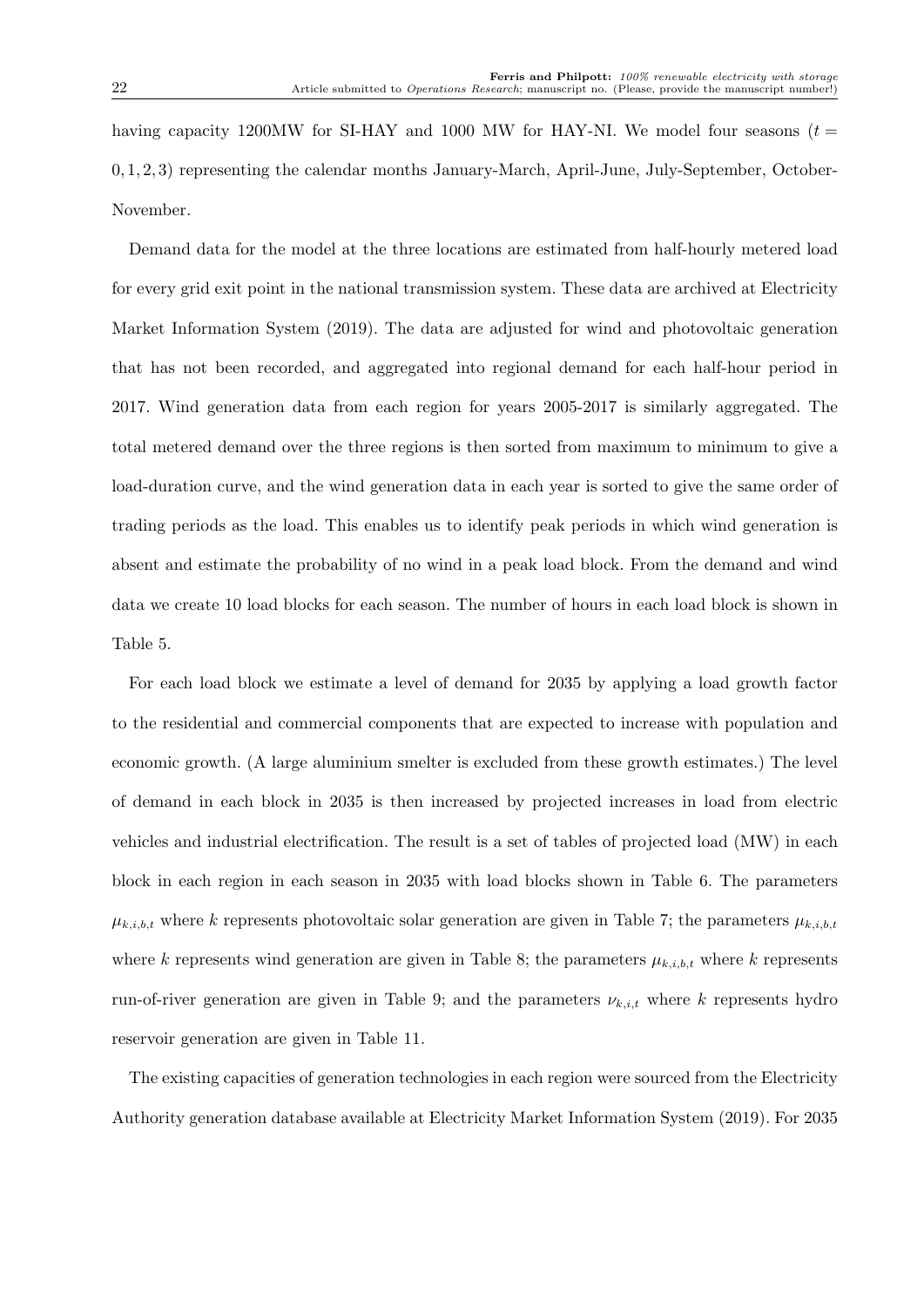having capacity 1200MW for SI-HAY and 1000 MW for HAY-NI. We model four seasons ($t = 0, 1, 2, 3$) representing the calendar months January-March, April-June, July-September, October-November.

Demand data for the model at the three locations are estimated from half-hourly metered load for every grid exit point in the national transmission system. These data are archived at Electricity Market Information System (2019). The data are adjusted for wind and photovoltaic generation that has not been recorded, and aggregated into regional demand for each half-hour period in 2017. Wind generation data from each region for years 2005-2017 is similarly aggregated. The total metered demand over the three regions is then sorted from maximum to minimum to give a load-duration curve, and the wind generation data in each year is sorted to give the same order of trading periods as the load. This enables us to identify peak periods in which wind generation is absent and estimate the probability of no wind in a peak load block. From the demand and wind data we create 10 load blocks for each season. The number of hours in each load block is shown in Table 5.

For each load block we estimate a level of demand for 2035 by applying a load growth factor to the residential and commercial components that are expected to increase with population and economic growth. (A large aluminium smelter is excluded from these growth estimates.) The level of demand in each block in 2035 is then increased by projected increases in load from electric vehicles and industrial electrification. The result is a set of tables of projected load (MW) in each block in each region in each season in 2035 with load blocks shown in Table 6. The parameters $\mu_{k,i,b,t}$ where $k$ represents photovoltaic solar generation are given in Table 7; the parameters $\mu_{k,i,b,t}$ where $k$ represents wind generation are given in Table 8; the parameters $\mu_{k,i,b,t}$ where $k$ represents run-of-river generation are given in Table 9; and the parameters $\nu_{k,i,t}$ where $k$ represents hydro reservoir generation are given in Table 11.

The existing capacities of generation technologies in each region were sourced from the Electricity Authority generation database available at Electricity Market Information System (2019). For 2035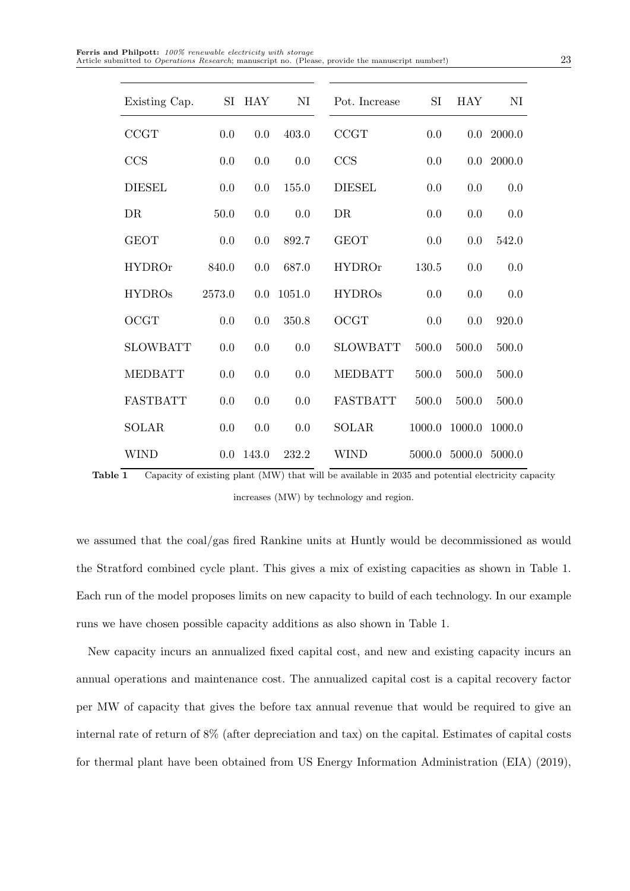| Existing Cap. | SI | HAY | NI | Pot. Increase | SI | HAY | NI |
|---|---|---|---|---|---|---|---|
| CCGT | 0.0 | 0.0 | 403.0 | CCGT | 0.0 | 0.0 | 2000.0 |
| CCS | 0.0 | 0.0 | 0.0 | CCS | 0.0 | 0.0 | 2000.0 |
| DIESEL | 0.0 | 0.0 | 155.0 | DIESEL | 0.0 | 0.0 | 0.0 |
| DR | 50.0 | 0.0 | 0.0 | DR | 0.0 | 0.0 | 0.0 |
| GEOT | 0.0 | 0.0 | 892.7 | GEOT | 0.0 | 0.0 | 542.0 |
| HYDROr | 840.0 | 0.0 | 687.0 | HYDROr | 130.5 | 0.0 | 0.0 |
| HYDROs | 2573.0 | 0.0 | 1051.0 | HYDROs | 0.0 | 0.0 | 0.0 |
| OCGT | 0.0 | 0.0 | 350.8 | OCGT | 0.0 | 0.0 | 920.0 |
| SLOWBATT | 0.0 | 0.0 | 0.0 | SLOWBATT | 500.0 | 500.0 | 500.0 |
| MEDBATT | 0.0 | 0.0 | 0.0 | MEDBATT | 500.0 | 500.0 | 500.0 |
| FASTBATT | 0.0 | 0.0 | 0.0 | FASTBATT | 500.0 | 500.0 | 500.0 |
| SOLAR | 0.0 | 0.0 | 0.0 | SOLAR | 1000.0 | 1000.0 | 1000.0 |
| WIND | 0.0 | 143.0 | 232.2 | WIND | 5000.0 | 5000.0 | 5000.0 |

**Table 1** Capacity of existing plant (MW) that will be available in 2035 and potential electricity capacity increases (MW) by technology and region.

we assumed that the coal/gas fired Rankine units at Huntly would be decommissioned as would the Stratford combined cycle plant. This gives a mix of existing capacities as shown in Table 1. Each run of the model proposes limits on new capacity to build of each technology. In our example runs we have chosen possible capacity additions as also shown in Table 1.

New capacity incurs an annualized fixed capital cost, and new and existing capacity incurs an annual operations and maintenance cost. The annualized capital cost is a capital recovery factor per MW of capacity that gives the before tax annual revenue that would be required to give an internal rate of return of 8% (after depreciation and tax) on the capital. Estimates of capital costs for thermal plant have been obtained from US Energy Information Administration (EIA) (2019),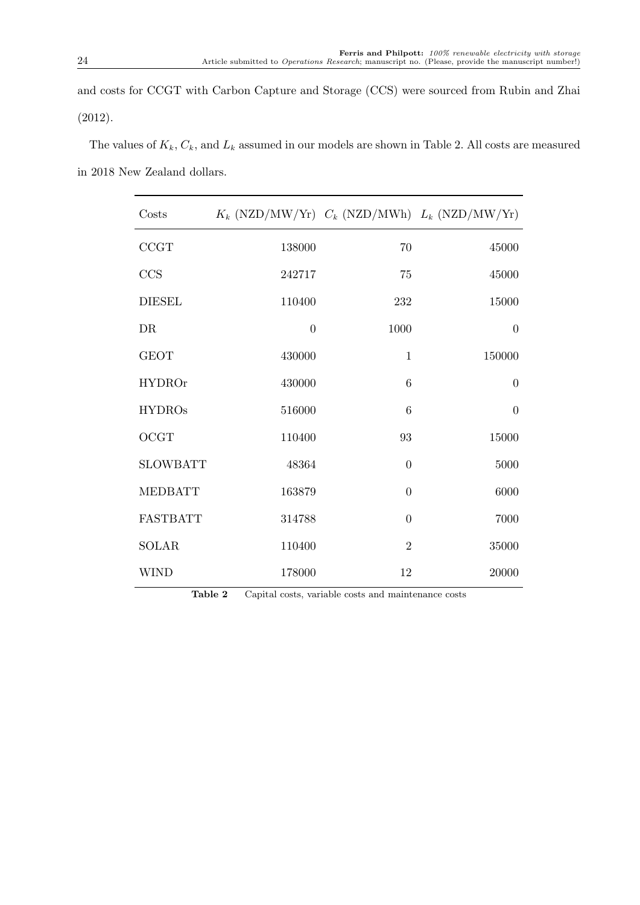and costs for CCGT with Carbon Capture and Storage (CCS) were sourced from Rubin and Zhai (2012).

The values of $K_k$, $C_k$, and $L_k$ assumed in our models are shown in Table 2. All costs are measured in 2018 New Zealand dollars.

| Costs | $K_k$ (NZD/MW/Yr) | $C_k$ (NZD/MWh) | $L_k$ (NZD/MW/Yr) |
|---|---|---|---|
| CCGT | 138000 | 70 | 45000 |
| CCS | 242717 | 75 | 45000 |
| DIESEL | 110400 | 232 | 15000 |
| DR | 0 | 1000 | 0 |
| GEOT | 430000 | 1 | 150000 |
| HYDROr | 430000 | 6 | 0 |
| HYDROs | 516000 | 6 | 0 |
| OCGT | 110400 | 93 | 15000 |
| SLOWBATT | 48364 | 0 | 5000 |
| MEDBATT | 163879 | 0 | 6000 |
| FASTBATT | 314788 | 0 | 7000 |
| SOLAR | 110400 | 2 | 35000 |
| WIND | 178000 | 12 | 20000 |

**Table 2** Capital costs, variable costs and maintenance costs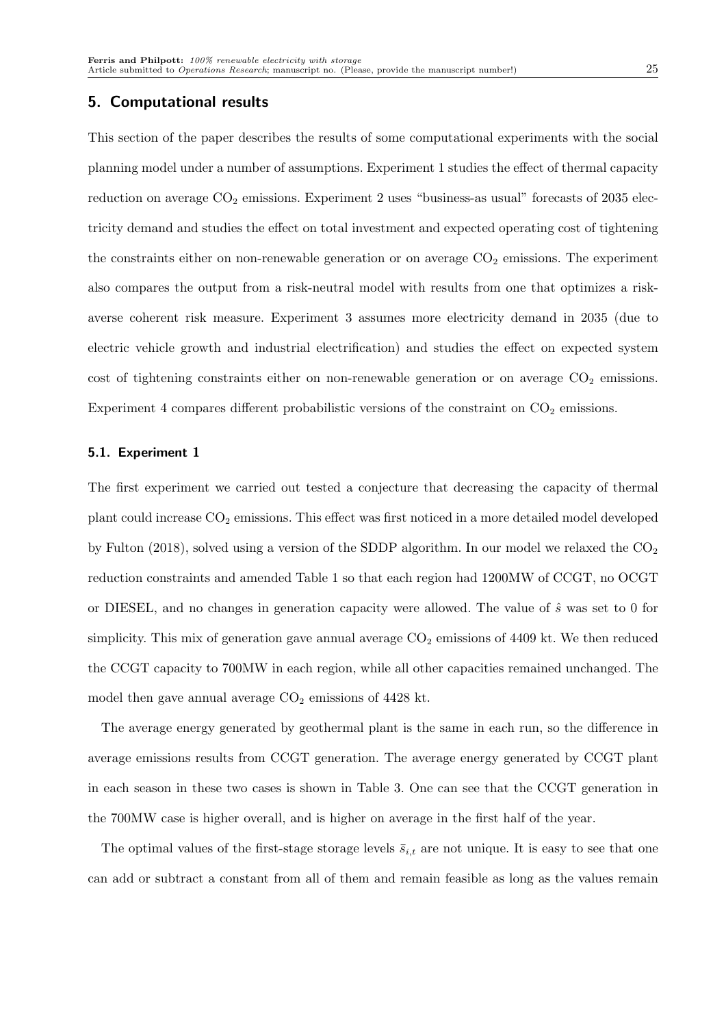## 5. Computational results

This section of the paper describes the results of some computational experiments with the social planning model under a number of assumptions. Experiment 1 studies the effect of thermal capacity reduction on average $CO_2$ emissions. Experiment 2 uses "business-as usual" forecasts of 2035 electricity demand and studies the effect on total investment and expected operating cost of tightening the constraints either on non-renewable generation or on average $CO_2$ emissions. The experiment also compares the output from a risk-neutral model with results from one that optimizes a risk-averse coherent risk measure. Experiment 3 assumes more electricity demand in 2035 (due to electric vehicle growth and industrial electrification) and studies the effect on expected system cost of tightening constraints either on non-renewable generation or on average $CO_2$ emissions. Experiment 4 compares different probabilistic versions of the constraint on $CO_2$ emissions.

### 5.1. Experiment 1

The first experiment we carried out tested a conjecture that decreasing the capacity of thermal plant could increase $CO_2$ emissions. This effect was first noticed in a more detailed model developed by Fulton (2018), solved using a version of the SDDP algorithm. In our model we relaxed the $CO_2$ reduction constraints and amended Table 1 so that each region had 1200MW of CCGT, no OCGT or DIESEL, and no changes in generation capacity were allowed. The value of $\hat{s}$ was set to 0 for simplicity. This mix of generation gave annual average $CO_2$ emissions of 4409 kt. We then reduced the CCGT capacity to 700MW in each region, while all other capacities remained unchanged. The model then gave annual average $CO_2$ emissions of 4428 kt.

The average energy generated by geothermal plant is the same in each run, so the difference in average emissions results from CCGT generation. The average energy generated by CCGT plant in each season in these two cases is shown in Table 3. One can see that the CCGT generation in the 700MW case is higher overall, and is higher on average in the first half of the year.

The optimal values of the first-stage storage levels $\bar{s}_{i,t}$ are not unique. It is easy to see that one can add or subtract a constant from all of them and remain feasible as long as the values remain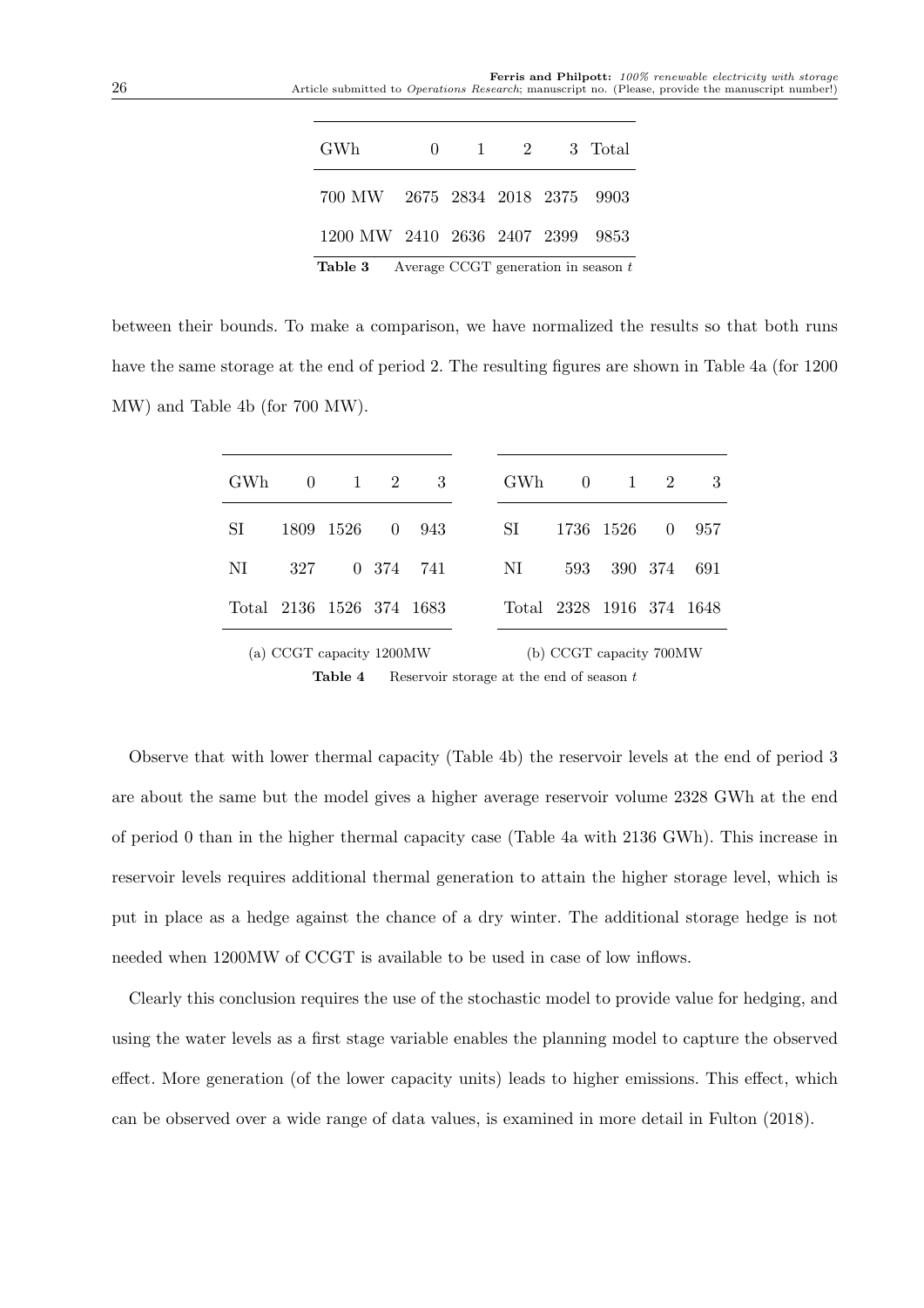| GWh | 0 | 1 | 2 | 3 | Total |
|---|---|---|---|---|---|
| 700 MW | 2675 | 2834 | 2018 | 2375 | 9903 |
| 1200 MW | 2410 | 2636 | 2407 | 2399 | 9853 |

**Table 3** Average CCGT generation in season $t$

between their bounds. To make a comparison, we have normalized the results so that both runs have the same storage at the end of period 2. The resulting figures are shown in Table 4a (for 1200 MW) and Table 4b (for 700 MW).

| GWh | 0 | 1 | 2 | 3 |
|---|---|---|---|---|
| SI | 1809 | 1526 | 0 | 943 |
| NI | 327 | 0 | 374 | 741 |
| Total | 2136 | 1526 | 374 | 1683 |

(a) CCGT capacity 1200MW

| GWh | 0 | 1 | 2 | 3 |
|---|---|---|---|---|
| SI | 1736 | 1526 | 0 | 957 |
| NI | 593 | 390 | 374 | 691 |
| Total | 2328 | 1916 | 374 | 1648 |

(b) CCGT capacity 700MW

**Table 4** Reservoir storage at the end of season $t$

Observe that with lower thermal capacity (Table 4b) the reservoir levels at the end of period 3 are about the same but the model gives a higher average reservoir volume 2328 GWh at the end of period 0 than in the higher thermal capacity case (Table 4a with 2136 GWh). This increase in reservoir levels requires additional thermal generation to attain the higher storage level, which is put in place as a hedge against the chance of a dry winter. The additional storage hedge is not needed when 1200MW of CCGT is available to be used in case of low inflows.

Clearly this conclusion requires the use of the stochastic model to provide value for hedging, and using the water levels as a first stage variable enables the planning model to capture the observed effect. More generation (of the lower capacity units) leads to higher emissions. This effect, which can be observed over a wide range of data values, is examined in more detail in Fulton (2018).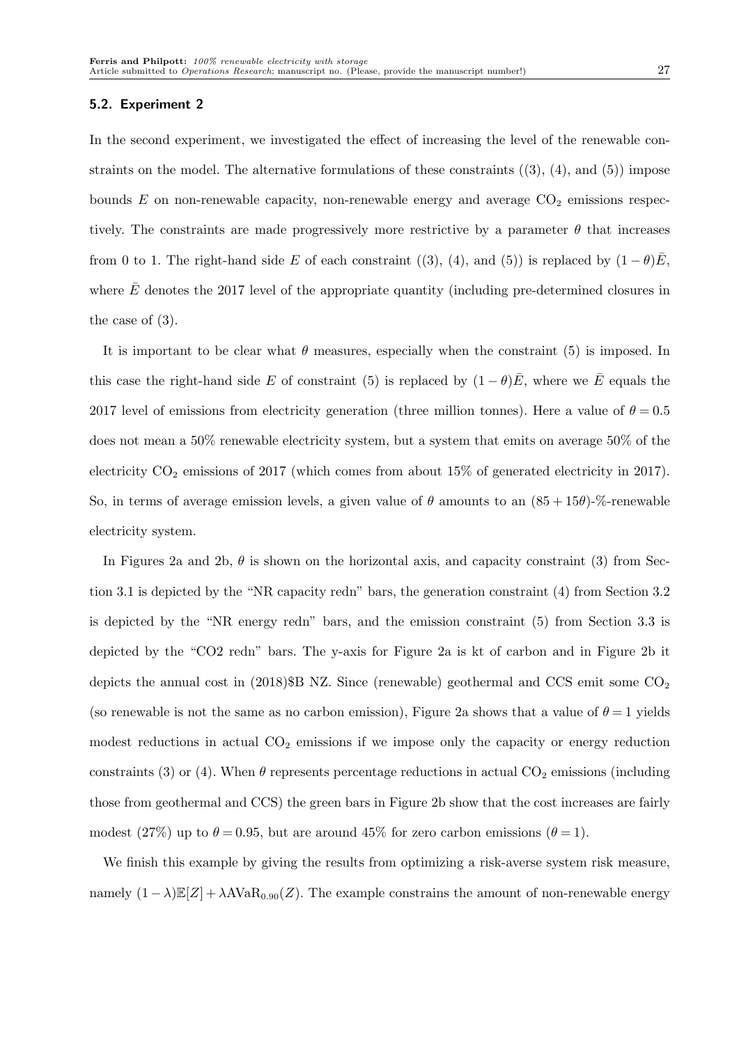### 5.2. Experiment 2

In the second experiment, we investigated the effect of increasing the level of the renewable constraints on the model. The alternative formulations of these constraints ((3), (4), and (5)) impose bounds $E$ on non-renewable capacity, non-renewable energy and average $CO_2$ emissions respectively. The constraints are made progressively more restrictive by a parameter $\theta$ that increases from 0 to 1. The right-hand side $E$ of each constraint ((3), (4), and (5)) is replaced by $(1-\theta)\bar{E}$, where $\bar{E}$ denotes the 2017 level of the appropriate quantity (including pre-determined closures in the case of (3).

It is important to be clear what $\theta$ measures, especially when the constraint (5) is imposed. In this case the right-hand side $E$ of constraint (5) is replaced by $(1-\theta)\bar{E}$, where we $\bar{E}$ equals the 2017 level of emissions from electricity generation (three million tonnes). Here a value of $\theta = 0.5$ does not mean a 50% renewable electricity system, but a system that emits on average 50% of the electricity $CO_2$ emissions of 2017 (which comes from about 15% of generated electricity in 2017). So, in terms of average emission levels, a given value of $\theta$ amounts to an $(85+15\theta)$-%-renewable electricity system.

In Figures 2a and 2b, $\theta$ is shown on the horizontal axis, and capacity constraint (3) from Section 3.1 is depicted by the "NR capacity redn" bars, the generation constraint (4) from Section 3.2 is depicted by the "NR energy redn" bars, and the emission constraint (5) from Section 3.3 is depicted by the "CO2 redn" bars. The y-axis for Figure 2a is kt of carbon and in Figure 2b it depicts the annual cost in (2018)\$B NZ. Since (renewable) geothermal and CCS emit some $CO_2$ (so renewable is not the same as no carbon emission), Figure 2a shows that a value of $\theta = 1$ yields modest reductions in actual $CO_2$ emissions if we impose only the capacity or energy reduction constraints (3) or (4). When $\theta$ represents percentage reductions in actual $CO_2$ emissions (including those from geothermal and CCS) the green bars in Figure 2b show that the cost increases are fairly modest (27%) up to $\theta = 0.95$, but are around 45% for zero carbon emissions ($\theta = 1$).

We finish this example by giving the results from optimizing a risk-averse system risk measure, namely $(1-\lambda)\mathbb{E}[Z] + \lambda \text{AVaR}_{0.90}(Z)$. The example constrains the amount of non-renewable energy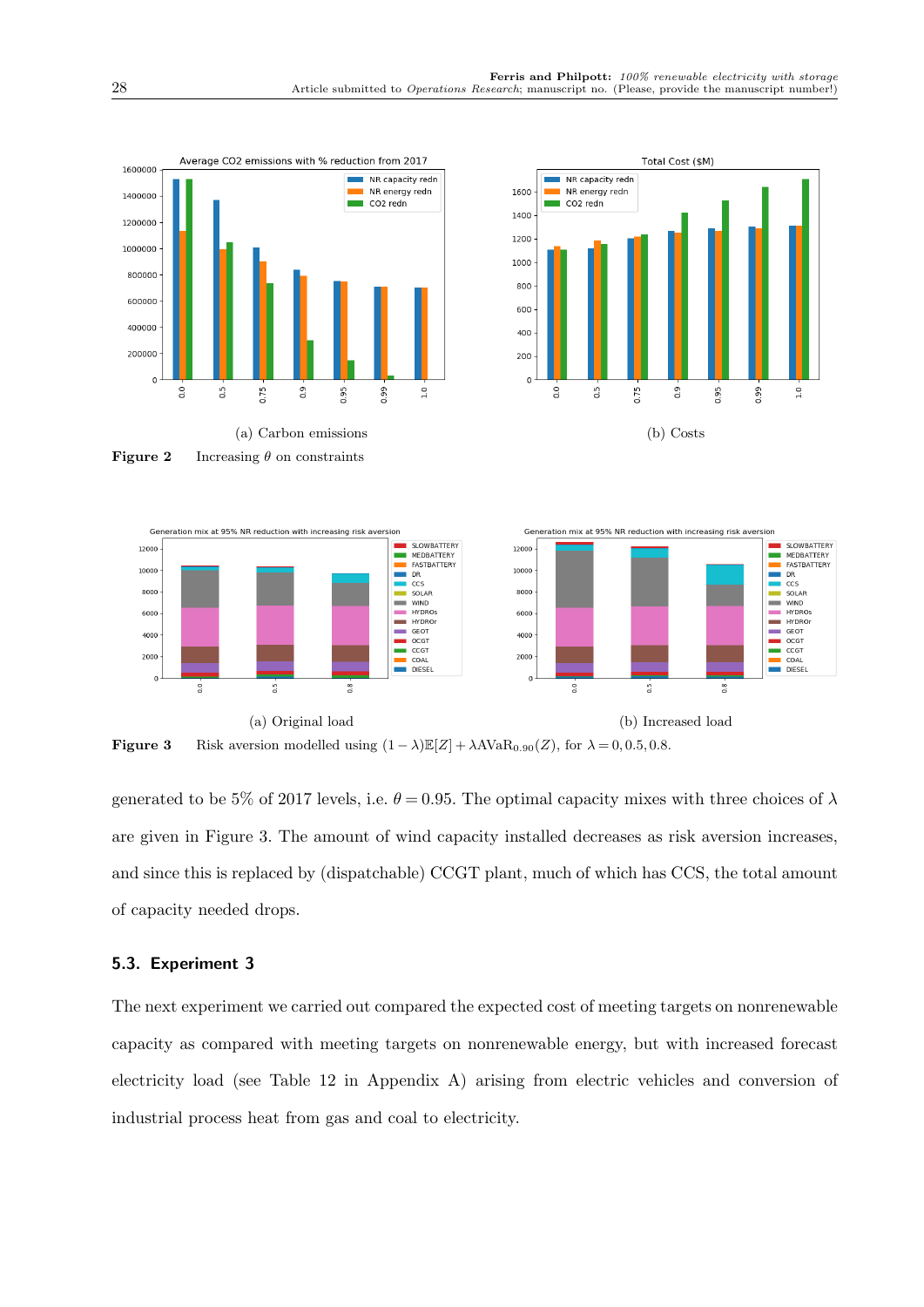(a) Carbon emissions

(b) Costs

**Figure 2** Increasing $\theta$ on constraints

(a) Original load

(b) Increased load

**Figure 3** Risk aversion modelled using $(1-\lambda)\mathbb{E}[Z] + \lambda \text{AVaR}_{0.90}(Z)$, for $\lambda = 0, 0.5, 0.8$.

generated to be 5% of 2017 levels, i.e. $\theta = 0.95$. The optimal capacity mixes with three choices of $\lambda$ are given in Figure 3. The amount of wind capacity installed decreases as risk aversion increases, and since this is replaced by (dispatchable) CCGT plant, much of which has CCS, the total amount of capacity needed drops.

### 5.3. Experiment 3

The next experiment we carried out compared the expected cost of meeting targets on nonrenewable capacity as compared with meeting targets on nonrenewable energy, but with increased forecast electricity load (see Table 12 in Appendix A) arising from electric vehicles and conversion of industrial process heat from gas and coal to electricity.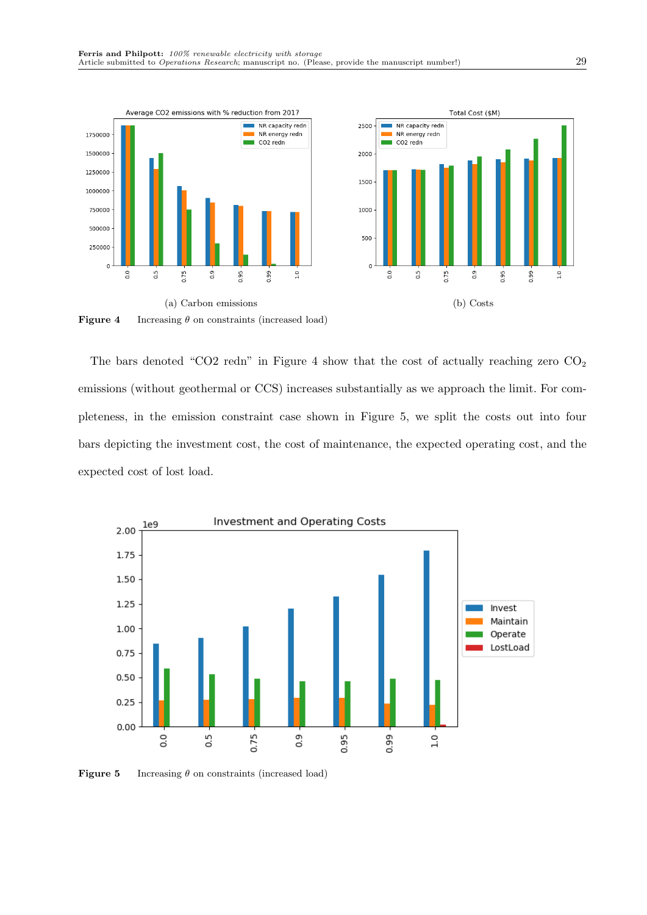(a) Carbon emissions

(b) Costs

**Figure 4** Increasing $\theta$ on constraints (increased load)

The bars denoted "CO2 redn" in Figure 4 show that the cost of actually reaching zero $CO_2$ emissions (without geothermal or CCS) increases substantially as we approach the limit. For completeness, in the emission constraint case shown in Figure 5, we split the costs out into four bars depicting the investment cost, the cost of maintenance, the expected operating cost, and the expected cost of lost load.

**Figure 5** Increasing $\theta$ on constraints (increased load)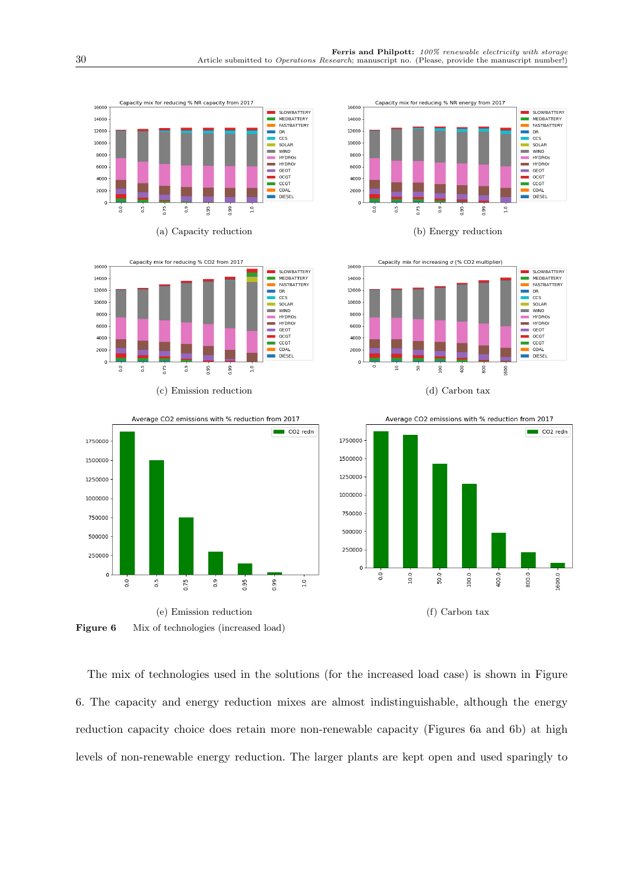(a) Capacity reduction

(b) Energy reduction

(c) Emission reduction

(d) Carbon tax

(e) Emission reduction

(f) Carbon tax

**Figure 6** Mix of technologies (increased load)

The mix of technologies used in the solutions (for the increased load case) is shown in Figure 6. The capacity and energy reduction mixes are almost indistinguishable, although the energy reduction capacity choice does retain more non-renewable capacity (Figures 6a and 6b) at high levels of non-renewable energy reduction. The larger plants are kept open and used sparingly to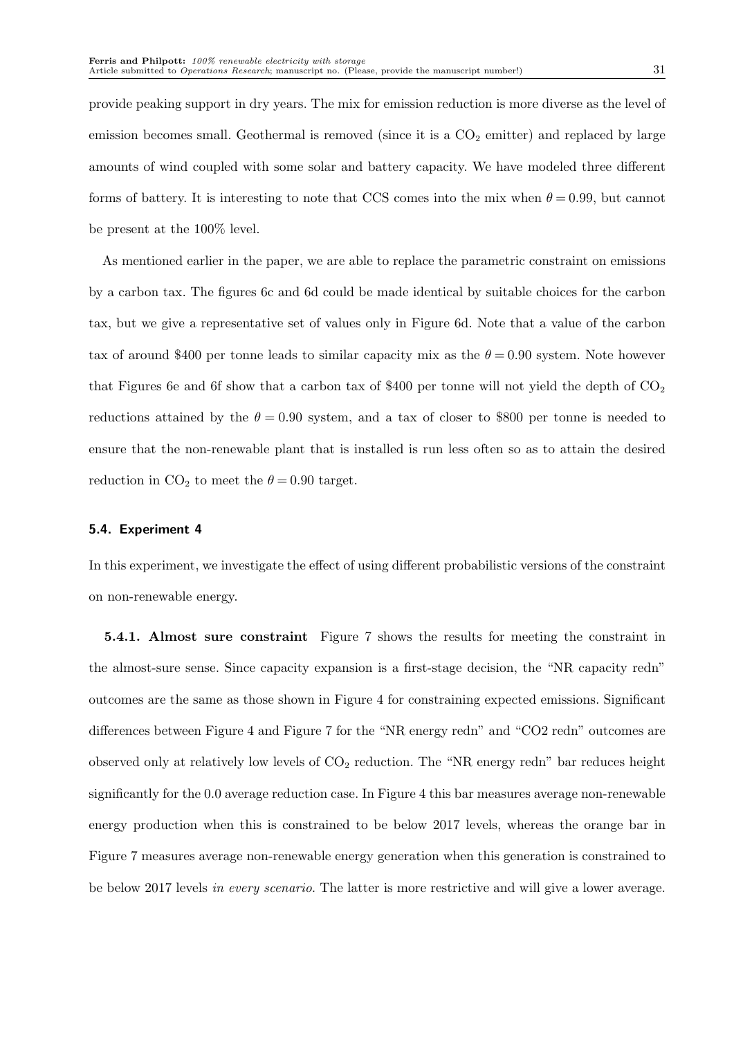provide peaking support in dry years. The mix for emission reduction is more diverse as the level of emission becomes small. Geothermal is removed (since it is a $CO_2$ emitter) and replaced by large amounts of wind coupled with some solar and battery capacity. We have modeled three different forms of battery. It is interesting to note that CCS comes into the mix when $\theta = 0.99$, but cannot be present at the 100% level.

As mentioned earlier in the paper, we are able to replace the parametric constraint on emissions by a carbon tax. The figures 6c and 6d could be made identical by suitable choices for the carbon tax, but we give a representative set of values only in Figure 6d. Note that a value of the carbon tax of around \$400 per tonne leads to similar capacity mix as the $\theta = 0.90$ system. Note however that Figures 6e and 6f show that a carbon tax of \$400 per tonne will not yield the depth of $CO_2$ reductions attained by the $\theta = 0.90$ system, and a tax of closer to \$800 per tonne is needed to ensure that the non-renewable plant that is installed is run less often so as to attain the desired reduction in $CO_2$ to meet the $\theta = 0.90$ target.

### 5.4. Experiment 4

In this experiment, we investigate the effect of using different probabilistic versions of the constraint on non-renewable energy.

**5.4.1. Almost sure constraint** Figure 7 shows the results for meeting the constraint in the almost-sure sense. Since capacity expansion is a first-stage decision, the "NR capacity redn" outcomes are the same as those shown in Figure 4 for constraining expected emissions. Significant differences between Figure 4 and Figure 7 for the "NR energy redn" and "CO2 redn" outcomes are observed only at relatively low levels of $CO_2$ reduction. The "NR energy redn" bar reduces height significantly for the 0.0 average reduction case. In Figure 4 this bar measures average non-renewable energy production when this is constrained to be below 2017 levels, whereas the orange bar in Figure 7 measures average non-renewable energy generation when this generation is constrained to be below 2017 levels *in every scenario*. The latter is more restrictive and will give a lower average.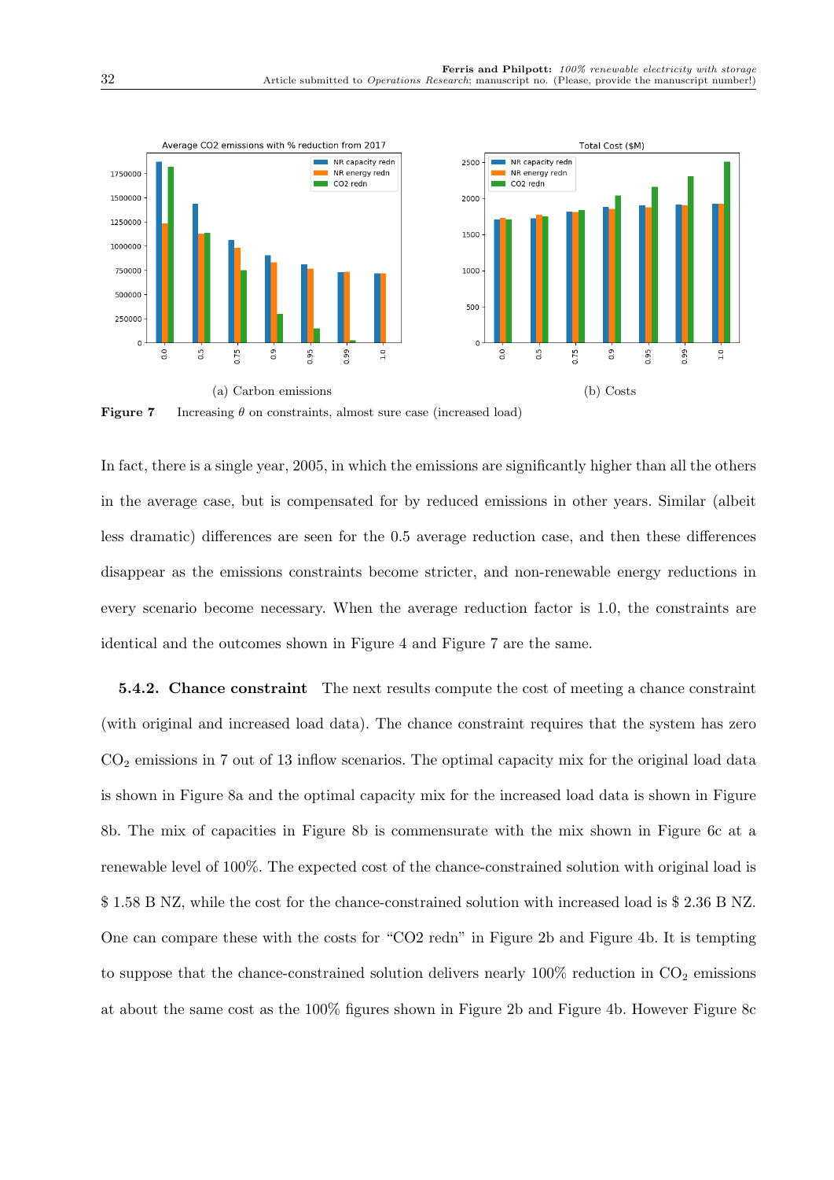(a) Carbon emissions

(b) Costs

**Figure 7** Increasing $\theta$ on constraints, almost sure case (increased load)

In fact, there is a single year, 2005, in which the emissions are significantly higher than all the others in the average case, but is compensated for by reduced emissions in other years. Similar (albeit less dramatic) differences are seen for the 0.5 average reduction case, and then these differences disappear as the emissions constraints become stricter, and non-renewable energy reductions in every scenario become necessary. When the average reduction factor is 1.0, the constraints are identical and the outcomes shown in Figure 4 and Figure 7 are the same.

**5.4.2. Chance constraint** The next results compute the cost of meeting a chance constraint (with original and increased load data). The chance constraint requires that the system has zero $CO_2$ emissions in 7 out of 13 inflow scenarios. The optimal capacity mix for the original load data is shown in Figure 8a and the optimal capacity mix for the increased load data is shown in Figure 8b. The mix of capacities in Figure 8b is commensurate with the mix shown in Figure 6c at a renewable level of 100%. The expected cost of the chance-constrained solution with original load is \$ 1.58 B NZ, while the cost for the chance-constrained solution with increased load is \$ 2.36 B NZ. One can compare these with the costs for "CO2 redn" in Figure 2b and Figure 4b. It is tempting to suppose that the chance-constrained solution delivers nearly 100% reduction in $CO_2$ emissions at about the same cost as the 100% figures shown in Figure 2b and Figure 4b. However Figure 8c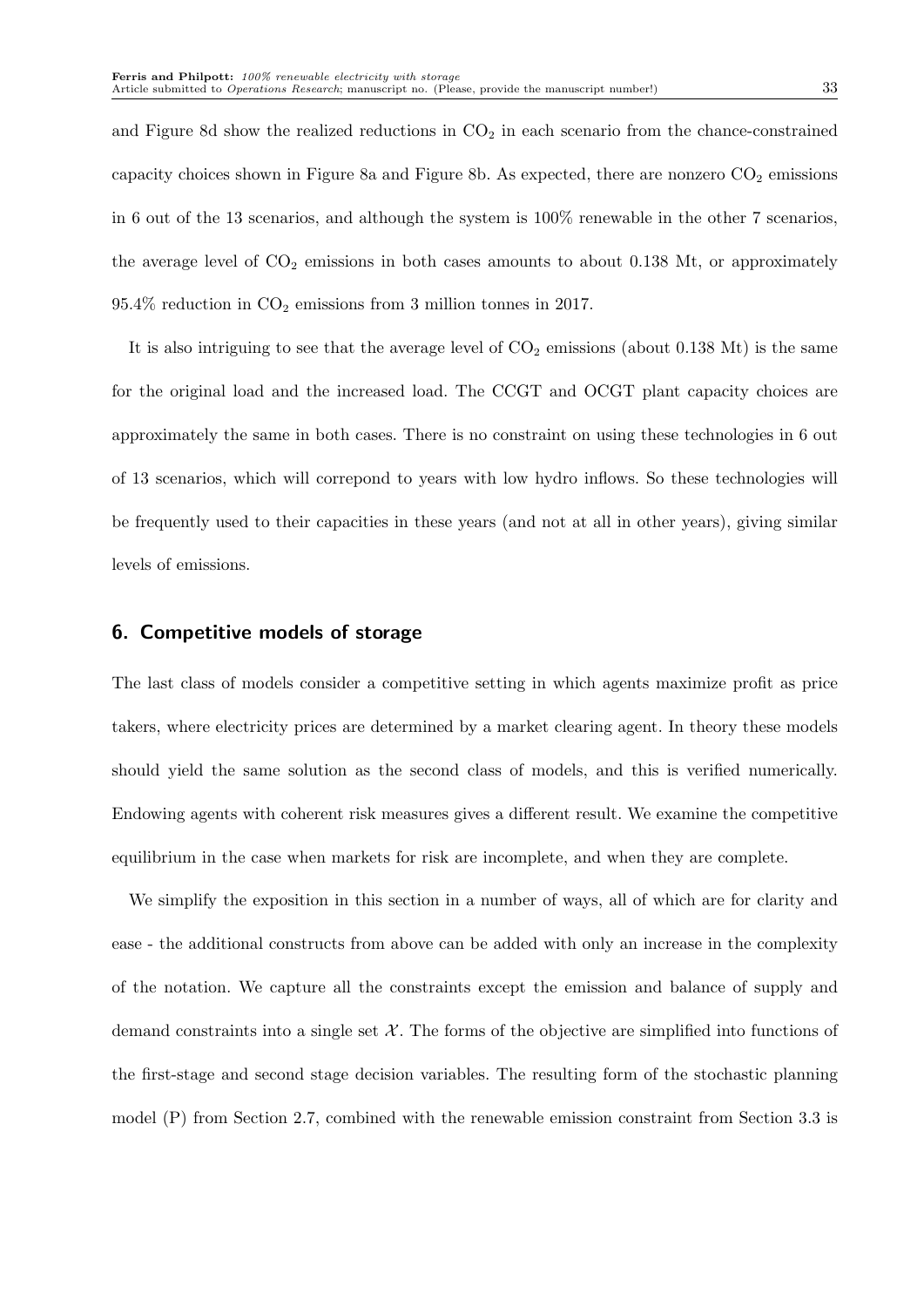and Figure 8d show the realized reductions in $CO_2$ in each scenario from the chance-constrained capacity choices shown in Figure 8a and Figure 8b. As expected, there are nonzero $CO_2$ emissions in 6 out of the 13 scenarios, and although the system is 100% renewable in the other 7 scenarios, the average level of $CO_2$ emissions in both cases amounts to about 0.138 Mt, or approximately 95.4% reduction in $CO_2$ emissions from 3 million tonnes in 2017.

It is also intriguing to see that the average level of $CO_2$ emissions (about 0.138 Mt) is the same for the original load and the increased load. The CCGT and OCGT plant capacity choices are approximately the same in both cases. There is no constraint on using these technologies in 6 out of 13 scenarios, which will correpond to years with low hydro inflows. So these technologies will be frequently used to their capacities in these years (and not at all in other years), giving similar levels of emissions.

## 6. Competitive models of storage

The last class of models consider a competitive setting in which agents maximize profit as price takers, where electricity prices are determined by a market clearing agent. In theory these models should yield the same solution as the second class of models, and this is verified numerically. Endowing agents with coherent risk measures gives a different result. We examine the competitive equilibrium in the case when markets for risk are incomplete, and when they are complete.

We simplify the exposition in this section in a number of ways, all of which are for clarity and ease - the additional constructs from above can be added with only an increase in the complexity of the notation. We capture all the constraints except the emission and balance of supply and demand constraints into a single set $\mathcal{X}$. The forms of the objective are simplified into functions of the first-stage and second stage decision variables. The resulting form of the stochastic planning model (P) from Section 2.7, combined with the renewable emission constraint from Section 3.3 is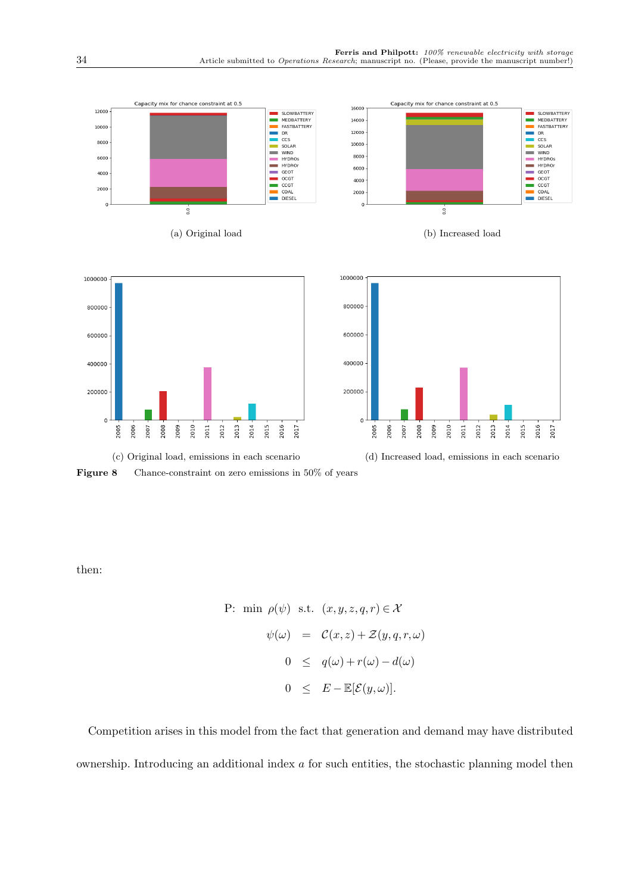(a) Original load

(b) Increased load

(c) Original load, emissions in each scenario

(d) Increased load, emissions in each scenario

**Figure 8** Chance-constraint on zero emissions in 50% of years

then:

$$
\begin{aligned}
\text{P:}\ \min\ \rho(\psi)\ \text{ s.t. }\ & (x,y,z,q,r) \in \mathcal{X} \\
\psi(\omega) &= \mathcal{C}(x,z) + \mathcal{Z}(y,q,r,\omega) \\
0 &\leq q(\omega) + r(\omega) - d(\omega) \\
0 &\leq E - \mathbb{E}[\mathcal{E}(y,\omega)].
\end{aligned}
$$

Competition arises in this model from the fact that generation and demand may have distributed ownership. Introducing an additional index $a$ for such entities, the stochastic planning model then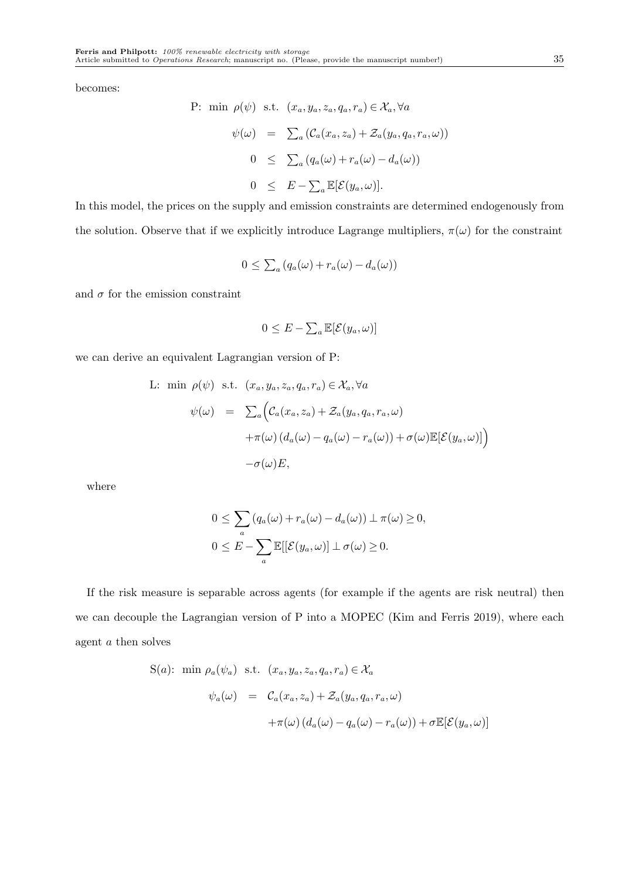becomes:

$$
\begin{aligned}
\text{P:}\ \min\ \rho(\psi)\ \text{ s.t. }\ & (x_a, y_a, z_a, q_a, r_a) \in \mathcal{X}_a, \forall a \\
\psi(\omega) &= \textstyle\sum_a \left(\mathcal{C}_a(x_a, z_a) + \mathcal{Z}_a(y_a, q_a, r_a, \omega)\right) \\
0 &\leq \textstyle\sum_a \left(q_a(\omega) + r_a(\omega) - d_a(\omega)\right) \\
0 &\leq E - \textstyle\sum_a \mathbb{E}[\mathcal{E}(y_a, \omega)].
\end{aligned}
$$

In this model, the prices on the supply and emission constraints are determined endogenously from the solution. Observe that if we explicitly introduce Lagrange multipliers, $\pi(\omega)$ for the constraint

$$
0 \leq \textstyle\sum_a \left(q_a(\omega) + r_a(\omega) - d_a(\omega)\right)
$$

and $\sigma$ for the emission constraint

$$
0 \leq E - \textstyle\sum_a \mathbb{E}[\mathcal{E}(y_a, \omega)]
$$

we can derive an equivalent Lagrangian version of P:

$$
\begin{aligned}
\text{L:}\ \min\ \rho(\psi)\ \text{ s.t. }\ & (x_a, y_a, z_a, q_a, r_a) \in \mathcal{X}_a, \forall a \\
\psi(\omega) &= \textstyle\sum_a \Big(\mathcal{C}_a(x_a, z_a) + \mathcal{Z}_a(y_a, q_a, r_a, \omega) \\
&\quad + \pi(\omega)\left(d_a(\omega) - q_a(\omega) - r_a(\omega)\right) + \sigma(\omega)\mathbb{E}[\mathcal{E}(y_a, \omega)]\Big) \\
&\quad - \sigma(\omega)E,
\end{aligned}
$$

where

$$
\begin{aligned}
0 &\leq \sum_a \left(q_a(\omega) + r_a(\omega) - d_a(\omega)\right) \perp \pi(\omega) \geq 0, \\
0 &\leq E - \sum_a \mathbb{E}[[\mathcal{E}(y_a, \omega)] \perp \sigma(\omega) \geq 0.
\end{aligned}
$$

If the risk measure is separable across agents (for example if the agents are risk neutral) then we can decouple the Lagrangian version of P into a MOPEC (Kim and Ferris 2019), where each agent $a$ then solves

$$
\begin{aligned}
\text{S}(a)\text{:}\ \min\ \rho_a(\psi_a)\ \text{ s.t. }\ & (x_a, y_a, z_a, q_a, r_a) \in \mathcal{X}_a \\
\psi_a(\omega) &= \mathcal{C}_a(x_a, z_a) + \mathcal{Z}_a(y_a, q_a, r_a, \omega) \\
&\quad + \pi(\omega)\left(d_a(\omega) - q_a(\omega) - r_a(\omega)\right) + \sigma\mathbb{E}[\mathcal{E}(y_a, \omega)]
\end{aligned}
$$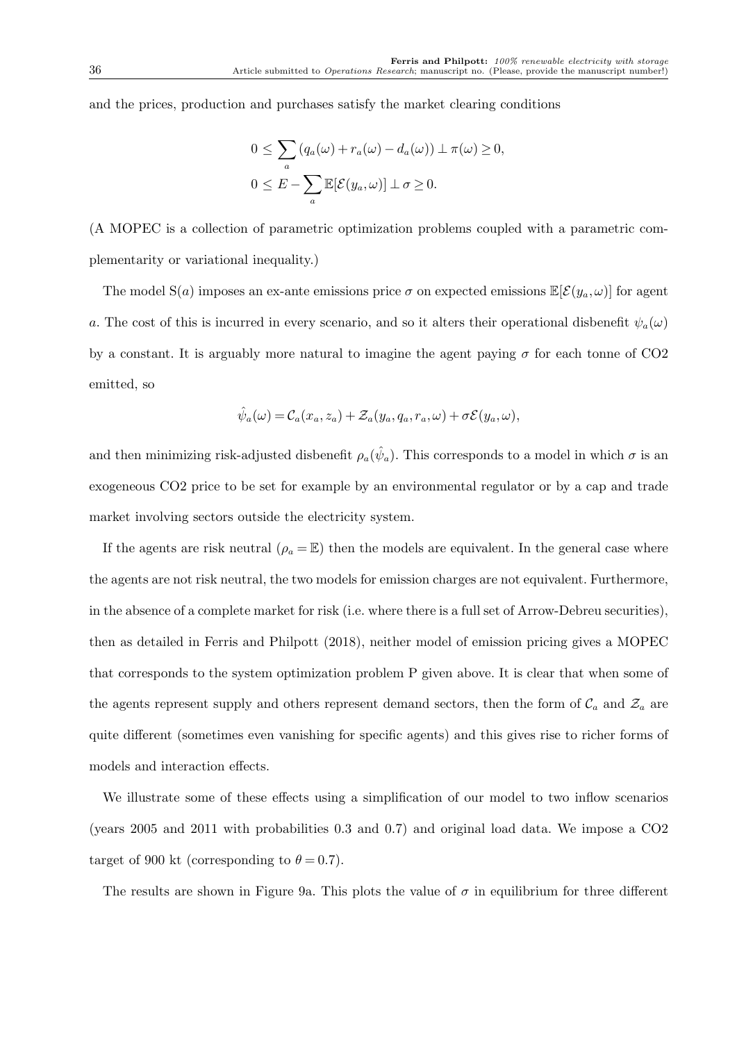and the prices, production and purchases satisfy the market clearing conditions

$$
\begin{aligned}
0 &\leq \sum_a (q_a(\omega) + r_a(\omega) - d_a(\omega)) \perp \pi(\omega) \geq 0, \\
0 &\leq E - \sum_a \mathbb{E}[\mathcal{E}(y_a, \omega)] \perp \sigma \geq 0.
\end{aligned}
$$

(A MOPEC is a collection of parametric optimization problems coupled with a parametric complementarity or variational inequality.)

The model S($a$) imposes an ex-ante emissions price $\sigma$ on expected emissions $\mathbb{E}[\mathcal{E}(y_a, \omega)]$ for agent $a$. The cost of this is incurred in every scenario, and so it alters their operational disbenefit $\psi_a(\omega)$ by a constant. It is arguably more natural to imagine the agent paying $\sigma$ for each tonne of CO2 emitted, so

$$
\hat{\psi}_a(\omega) = \mathcal{C}_a(x_a, z_a) + \mathcal{Z}_a(y_a, q_a, r_a, \omega) + \sigma \mathcal{E}(y_a, \omega),
$$

and then minimizing risk-adjusted disbenefit $\rho_a(\hat{\psi}_a)$. This corresponds to a model in which $\sigma$ is an exogeneous CO2 price to be set for example by an environmental regulator or by a cap and trade market involving sectors outside the electricity system.

If the agents are risk neutral ($\rho_a = \mathbb{E}$) then the models are equivalent. In the general case where the agents are not risk neutral, the two models for emission charges are not equivalent. Furthermore, in the absence of a complete market for risk (i.e. where there is a full set of Arrow-Debreu securities), then as detailed in Ferris and Philpott (2018), neither model of emission pricing gives a MOPEC that corresponds to the system optimization problem P given above. It is clear that when some of the agents represent supply and others represent demand sectors, then the form of $\mathcal{C}_a$ and $\mathcal{Z}_a$ are quite different (sometimes even vanishing for specific agents) and this gives rise to richer forms of models and interaction effects.

We illustrate some of these effects using a simplification of our model to two inflow scenarios (years 2005 and 2011 with probabilities 0.3 and 0.7) and original load data. We impose a CO2 target of 900 kt (corresponding to $\theta = 0.7$).

The results are shown in Figure 9a. This plots the value of $\sigma$ in equilibrium for three different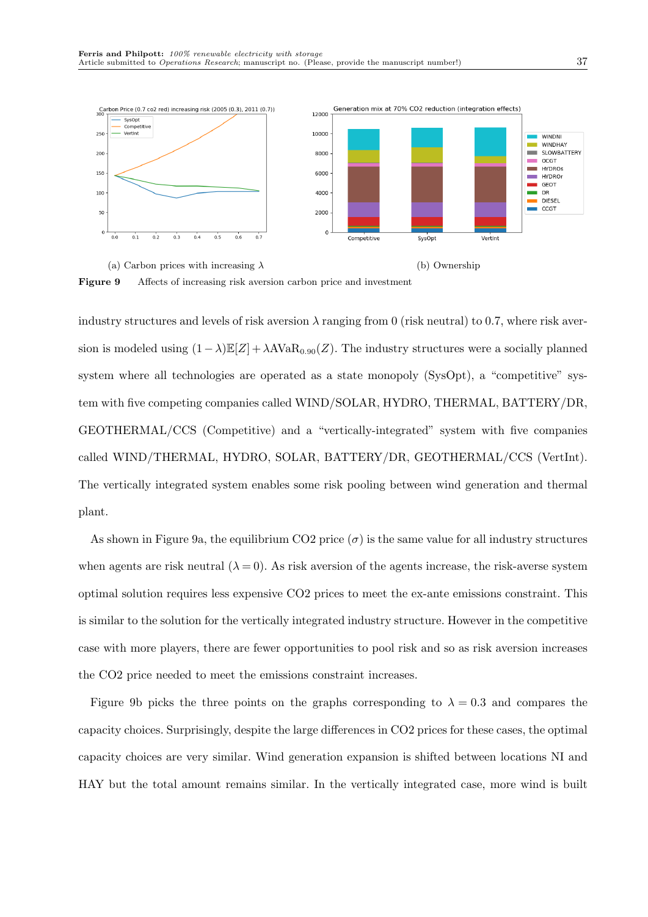(a) Carbon prices with increasing $\lambda$

(b) Ownership

**Figure 9** Affects of increasing risk aversion carbon price and investment

industry structures and levels of risk aversion $\lambda$ ranging from 0 (risk neutral) to 0.7, where risk aversion is modeled using $(1-\lambda)\mathbb{E}[Z] + \lambda \text{AVaR}_{0.90}(Z)$. The industry structures were a socially planned system where all technologies are operated as a state monopoly (SysOpt), a "competitive" system with five competing companies called WIND/SOLAR, HYDRO, THERMAL, BATTERY/DR, GEOTHERMAL/CCS (Competitive) and a "vertically-integrated" system with five companies called WIND/THERMAL, HYDRO, SOLAR, BATTERY/DR, GEOTHERMAL/CCS (VertInt). The vertically integrated system enables some risk pooling between wind generation and thermal plant.

As shown in Figure 9a, the equilibrium CO2 price ($\sigma$) is the same value for all industry structures when agents are risk neutral ($\lambda = 0$). As risk aversion of the agents increase, the risk-averse system optimal solution requires less expensive CO2 prices to meet the ex-ante emissions constraint. This is similar to the solution for the vertically integrated industry structure. However in the competitive case with more players, there are fewer opportunities to pool risk and so as risk aversion increases the CO2 price needed to meet the emissions constraint increases.

Figure 9b picks the three points on the graphs corresponding to $\lambda = 0.3$ and compares the capacity choices. Surprisingly, despite the large differences in CO2 prices for these cases, the optimal capacity choices are very similar. Wind generation expansion is shifted between locations NI and HAY but the total amount remains similar. In the vertically integrated case, more wind is built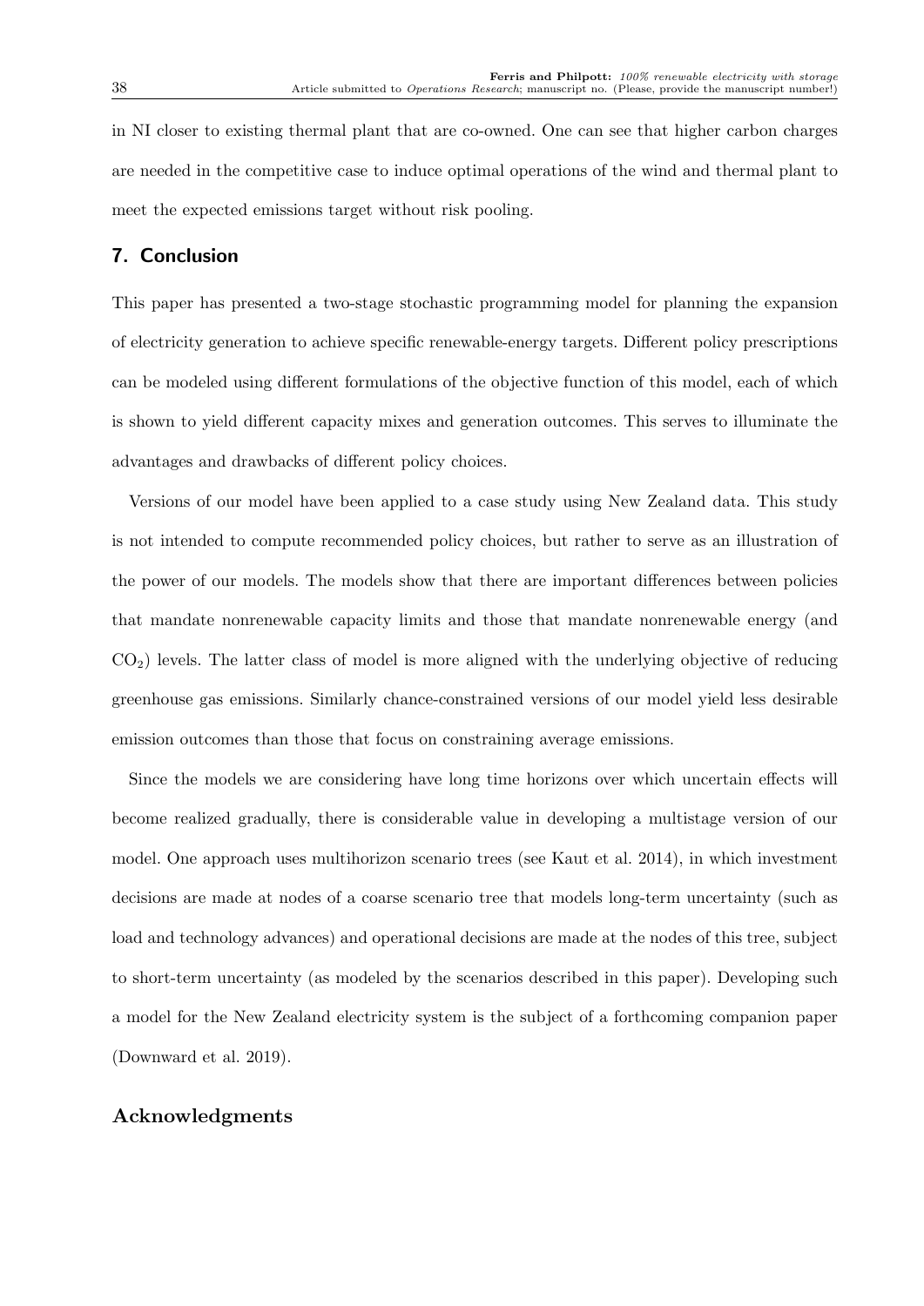in NI closer to existing thermal plant that are co-owned. One can see that higher carbon charges are needed in the competitive case to induce optimal operations of the wind and thermal plant to meet the expected emissions target without risk pooling.

## 7. Conclusion

This paper has presented a two-stage stochastic programming model for planning the expansion of electricity generation to achieve specific renewable-energy targets. Different policy prescriptions can be modeled using different formulations of the objective function of this model, each of which is shown to yield different capacity mixes and generation outcomes. This serves to illuminate the advantages and drawbacks of different policy choices.

Versions of our model have been applied to a case study using New Zealand data. This study is not intended to compute recommended policy choices, but rather to serve as an illustration of the power of our models. The models show that there are important differences between policies that mandate nonrenewable capacity limits and those that mandate nonrenewable energy (and $CO_2$) levels. The latter class of model is more aligned with the underlying objective of reducing greenhouse gas emissions. Similarly chance-constrained versions of our model yield less desirable emission outcomes than those that focus on constraining average emissions.

Since the models we are considering have long time horizons over which uncertain effects will become realized gradually, there is considerable value in developing a multistage version of our model. One approach uses multihorizon scenario trees (see Kaut et al. 2014), in which investment decisions are made at nodes of a coarse scenario tree that models long-term uncertainty (such as load and technology advances) and operational decisions are made at the nodes of this tree, subject to short-term uncertainty (as modeled by the scenarios described in this paper). Developing such a model for the New Zealand electricity system is the subject of a forthcoming companion paper (Downward et al. 2019).

## Acknowledgments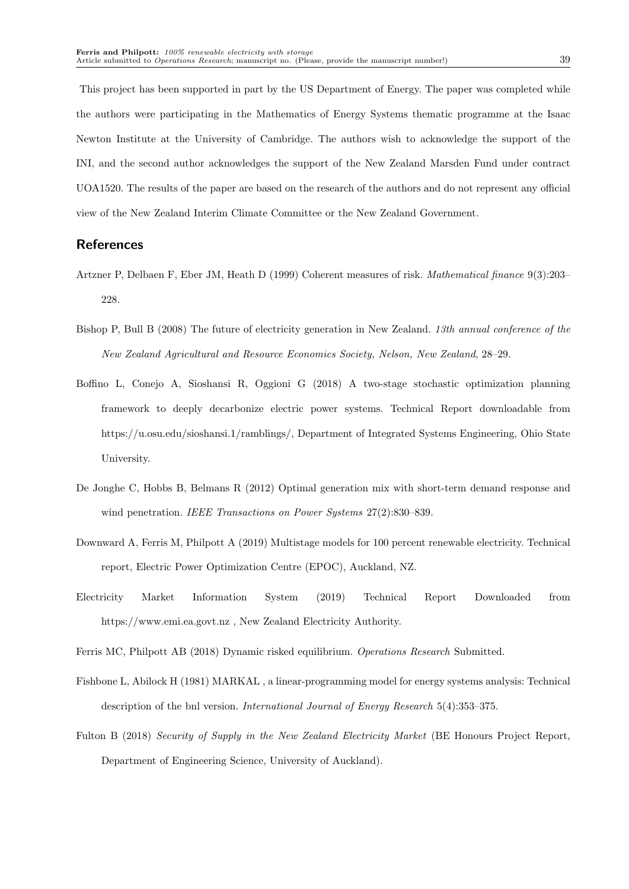This project has been supported in part by the US Department of Energy. The paper was completed while the authors were participating in the Mathematics of Energy Systems thematic programme at the Isaac Newton Institute at the University of Cambridge. The authors wish to acknowledge the support of the INI, and the second author acknowledges the support of the New Zealand Marsden Fund under contract UOA1520. The results of the paper are based on the research of the authors and do not represent any official view of the New Zealand Interim Climate Committee or the New Zealand Government.

## References

Artzner P, Delbaen F, Eber JM, Heath D (1999) Coherent measures of risk. *Mathematical finance* 9(3):203–228.

Bishop P, Bull B (2008) The future of electricity generation in New Zealand. *13th annual conference of the New Zealand Agricultural and Resource Economics Society, Nelson, New Zealand*, 28–29.

Boffino L, Conejo A, Sioshansi R, Oggioni G (2018) A two-stage stochastic optimization planning framework to deeply decarbonize electric power systems. Technical Report downloadable from https://u.osu.edu/sioshansi.1/ramblings/, Department of Integrated Systems Engineering, Ohio State University.

De Jonghe C, Hobbs B, Belmans R (2012) Optimal generation mix with short-term demand response and wind penetration. *IEEE Transactions on Power Systems* 27(2):830–839.

Downward A, Ferris M, Philpott A (2019) Multistage models for 100 percent renewable electricity. Technical report, Electric Power Optimization Centre (EPOC), Auckland, NZ.

Electricity Market Information System (2019) Technical Report Downloaded from https://www.emi.ea.govt.nz , New Zealand Electricity Authority.

Ferris MC, Philpott AB (2018) Dynamic risked equilibrium. *Operations Research* Submitted.

Fishbone L, Abilock H (1981) MARKAL , a linear-programming model for energy systems analysis: Technical description of the bnl version. *International Journal of Energy Research* 5(4):353–375.

Fulton B (2018) *Security of Supply in the New Zealand Electricity Market* (BE Honours Project Report, Department of Engineering Science, University of Auckland).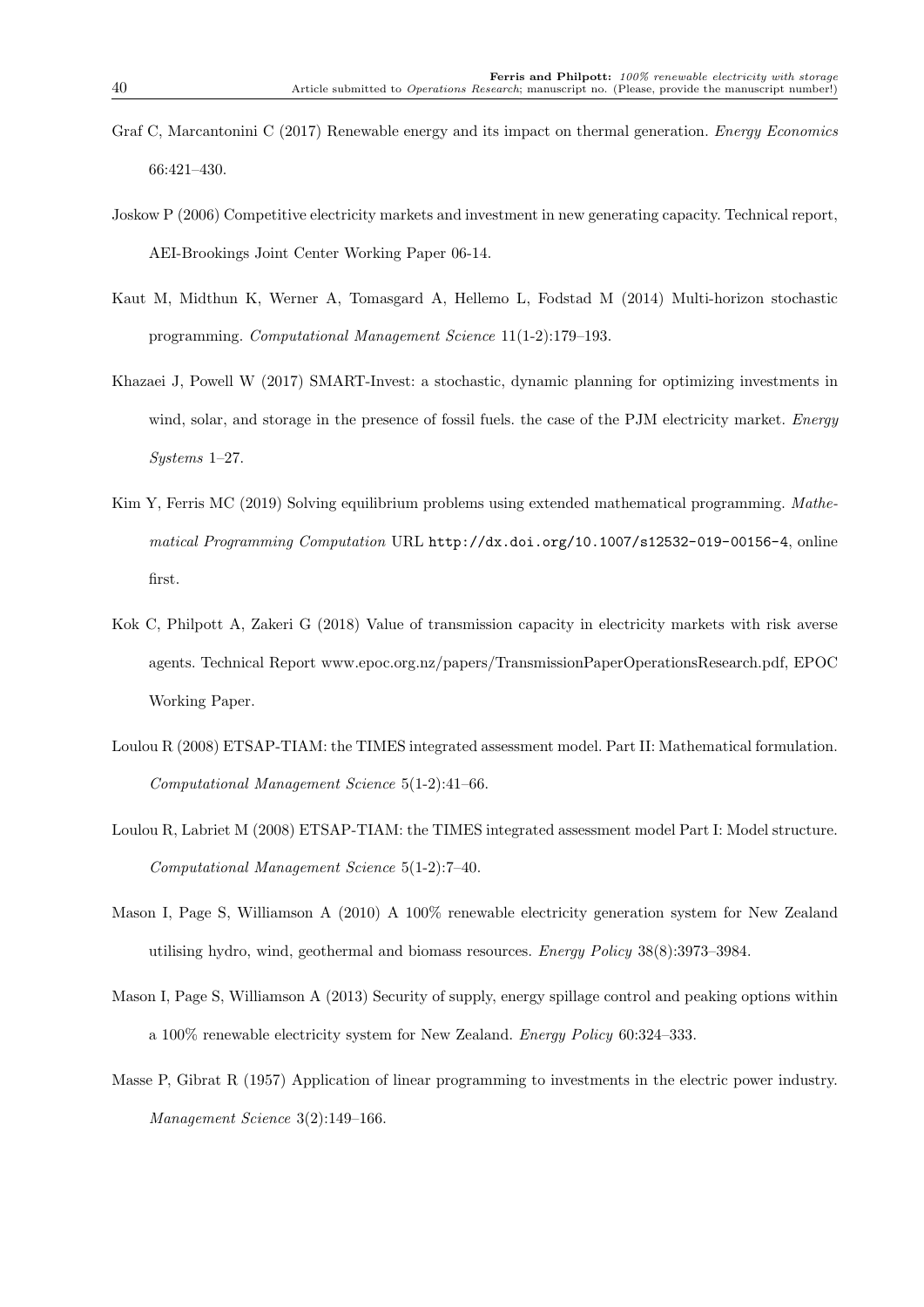Graf C, Marcantonini C (2017) Renewable energy and its impact on thermal generation. *Energy Economics* 66:421–430.

Joskow P (2006) Competitive electricity markets and investment in new generating capacity. Technical report, AEI-Brookings Joint Center Working Paper 06-14.

Kaut M, Midthun K, Werner A, Tomasgard A, Hellemo L, Fodstad M (2014) Multi-horizon stochastic programming. *Computational Management Science* 11(1-2):179–193.

Khazaei J, Powell W (2017) SMART-Invest: a stochastic, dynamic planning for optimizing investments in wind, solar, and storage in the presence of fossil fuels. the case of the PJM electricity market. *Energy Systems* 1–27.

Kim Y, Ferris MC (2019) Solving equilibrium problems using extended mathematical programming. *Mathematical Programming Computation* URL `http://dx.doi.org/10.1007/s12532-019-00156-4`, online first.

Kok C, Philpott A, Zakeri G (2018) Value of transmission capacity in electricity markets with risk averse agents. Technical Report www.epoc.org.nz/papers/TransmissionPaperOperationsResearch.pdf, EPOC Working Paper.

Loulou R (2008) ETSAP-TIAM: the TIMES integrated assessment model. Part II: Mathematical formulation. *Computational Management Science* 5(1-2):41–66.

Loulou R, Labriet M (2008) ETSAP-TIAM: the TIMES integrated assessment model Part I: Model structure. *Computational Management Science* 5(1-2):7–40.

Mason I, Page S, Williamson A (2010) A 100% renewable electricity generation system for New Zealand utilising hydro, wind, geothermal and biomass resources. *Energy Policy* 38(8):3973–3984.

Mason I, Page S, Williamson A (2013) Security of supply, energy spillage control and peaking options within a 100% renewable electricity system for New Zealand. *Energy Policy* 60:324–333.

Masse P, Gibrat R (1957) Application of linear programming to investments in the electric power industry. *Management Science* 3(2):149–166.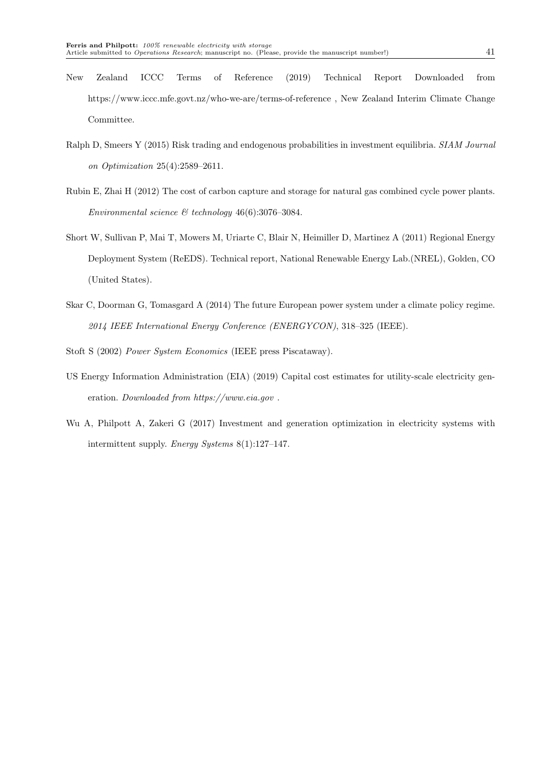New Zealand ICCC Terms of Reference (2019) Technical Report Downloaded from https://www.iccc.mfe.govt.nz/who-we-are/terms-of-reference , New Zealand Interim Climate Change Committee.

Ralph D, Smeers Y (2015) Risk trading and endogenous probabilities in investment equilibria. *SIAM Journal on Optimization* 25(4):2589–2611.

Rubin E, Zhai H (2012) The cost of carbon capture and storage for natural gas combined cycle power plants. *Environmental science & technology* 46(6):3076–3084.

Short W, Sullivan P, Mai T, Mowers M, Uriarte C, Blair N, Heimiller D, Martinez A (2011) Regional Energy Deployment System (ReEDS). Technical report, National Renewable Energy Lab.(NREL), Golden, CO (United States).

Skar C, Doorman G, Tomasgard A (2014) The future European power system under a climate policy regime. *2014 IEEE International Energy Conference (ENERGYCON)*, 318–325 (IEEE).

Stoft S (2002) *Power System Economics* (IEEE press Piscataway).

US Energy Information Administration (EIA) (2019) Capital cost estimates for utility-scale electricity generation. *Downloaded from https://www.eia.gov* .

Wu A, Philpott A, Zakeri G (2017) Investment and generation optimization in electricity systems with intermittent supply. *Energy Systems* 8(1):127–147.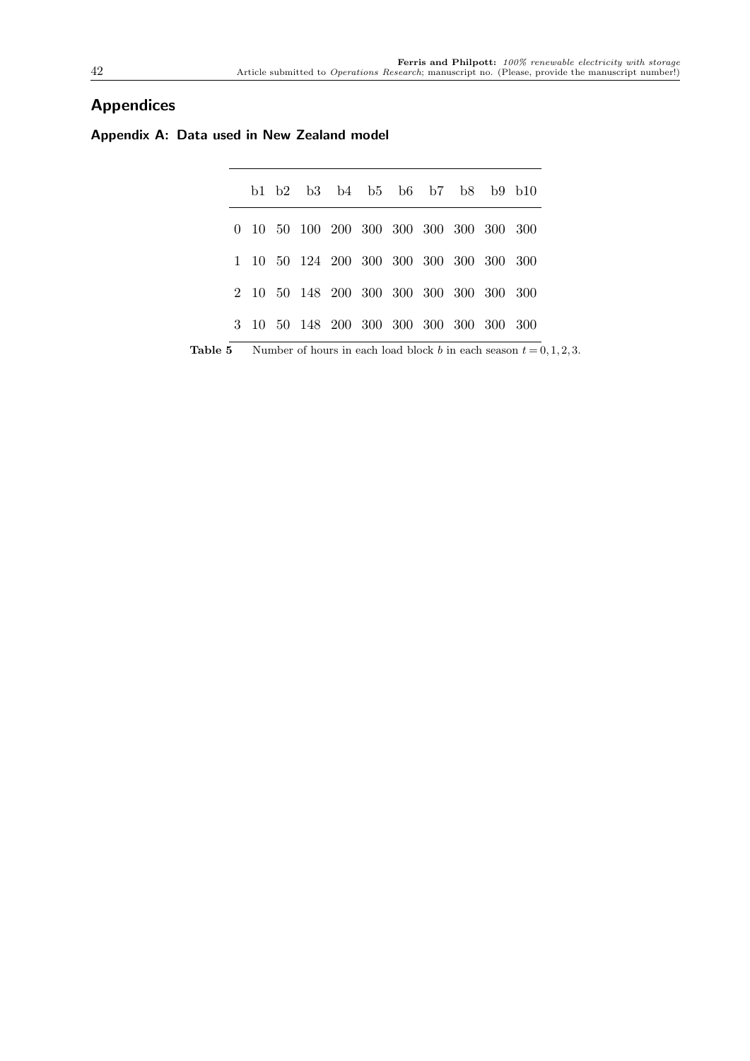# Appendices

## Appendix A: Data used in New Zealand model

| | b1 | b2 | b3 | b4 | b5 | b6 | b7 | b8 | b9 | b10 |
|---|---|---|---|---|---|---|---|---|---|---|
| 0 | 10 | 50 | 100 | 200 | 300 | 300 | 300 | 300 | 300 | 300 |
| 1 | 10 | 50 | 124 | 200 | 300 | 300 | 300 | 300 | 300 | 300 |
| 2 | 10 | 50 | 148 | 200 | 300 | 300 | 300 | 300 | 300 | 300 |
| 3 | 10 | 50 | 148 | 200 | 300 | 300 | 300 | 300 | 300 | 300 |

**Table 5** Number of hours in each load block $b$ in each season $t = 0, 1, 2, 3$.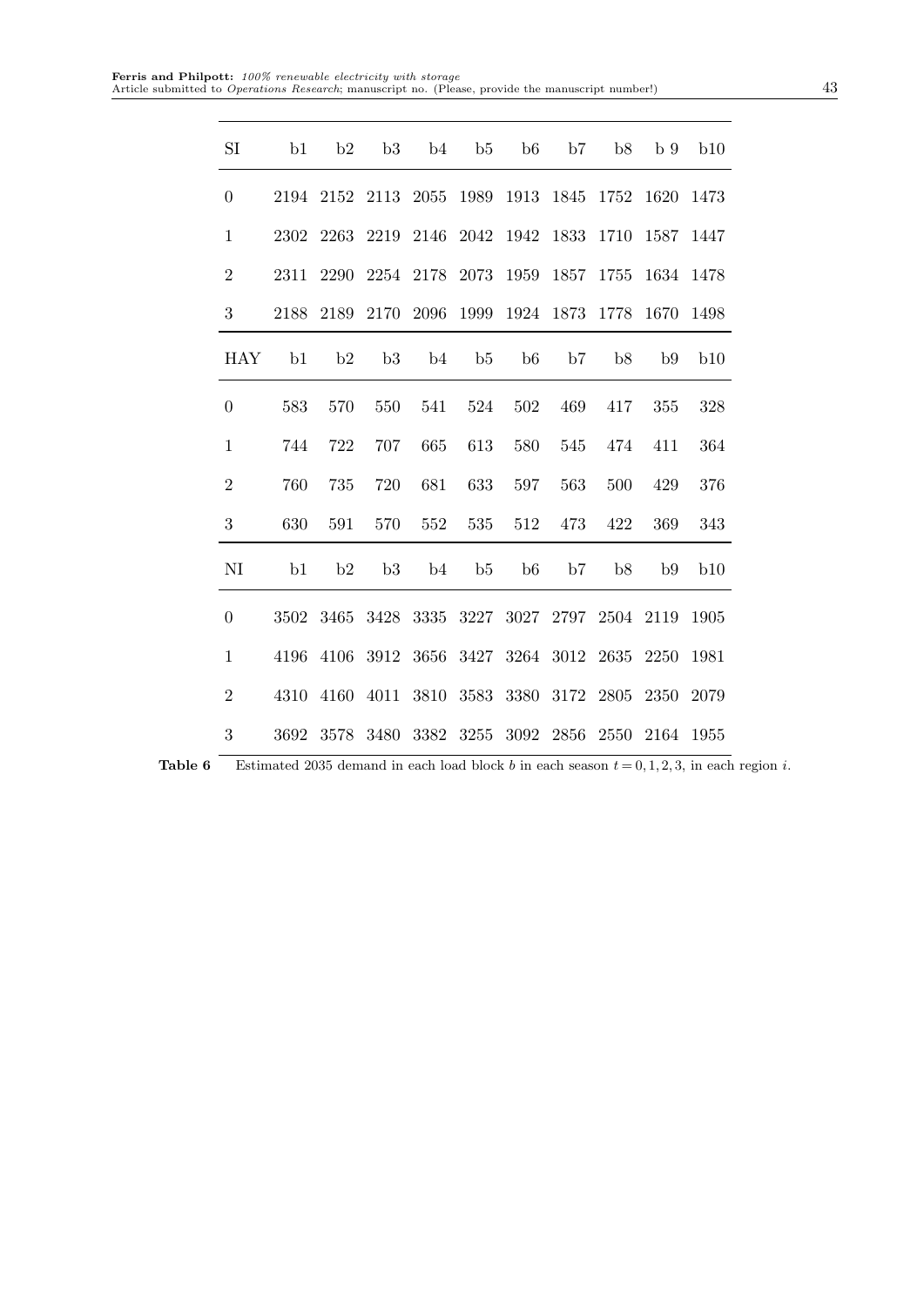| SI | b1 | b2 | b3 | b4 | b5 | b6 | b7 | b8 | b 9 | b10 |
|---|---|---|---|---|---|---|---|---|---|---|
| 0 | 2194 | 2152 | 2113 | 2055 | 1989 | 1913 | 1845 | 1752 | 1620 | 1473 |
| 1 | 2302 | 2263 | 2219 | 2146 | 2042 | 1942 | 1833 | 1710 | 1587 | 1447 |
| 2 | 2311 | 2290 | 2254 | 2178 | 2073 | 1959 | 1857 | 1755 | 1634 | 1478 |
| 3 | 2188 | 2189 | 2170 | 2096 | 1999 | 1924 | 1873 | 1778 | 1670 | 1498 |
| **HAY** | **b1** | **b2** | **b3** | **b4** | **b5** | **b6** | **b7** | **b8** | **b9** | **b10** |
| 0 | 583 | 570 | 550 | 541 | 524 | 502 | 469 | 417 | 355 | 328 |
| 1 | 744 | 722 | 707 | 665 | 613 | 580 | 545 | 474 | 411 | 364 |
| 2 | 760 | 735 | 720 | 681 | 633 | 597 | 563 | 500 | 429 | 376 |
| 3 | 630 | 591 | 570 | 552 | 535 | 512 | 473 | 422 | 369 | 343 |
| **NI** | **b1** | **b2** | **b3** | **b4** | **b5** | **b6** | **b7** | **b8** | **b9** | **b10** |
| 0 | 3502 | 3465 | 3428 | 3335 | 3227 | 3027 | 2797 | 2504 | 2119 | 1905 |
| 1 | 4196 | 4106 | 3912 | 3656 | 3427 | 3264 | 3012 | 2635 | 2250 | 1981 |
| 2 | 4310 | 4160 | 4011 | 3810 | 3583 | 3380 | 3172 | 2805 | 2350 | 2079 |
| 3 | 3692 | 3578 | 3480 | 3382 | 3255 | 3092 | 2856 | 2550 | 2164 | 1955 |

**Table 6** Estimated 2035 demand in each load block $b$ in each season $t = 0, 1, 2, 3$, in each region $i$.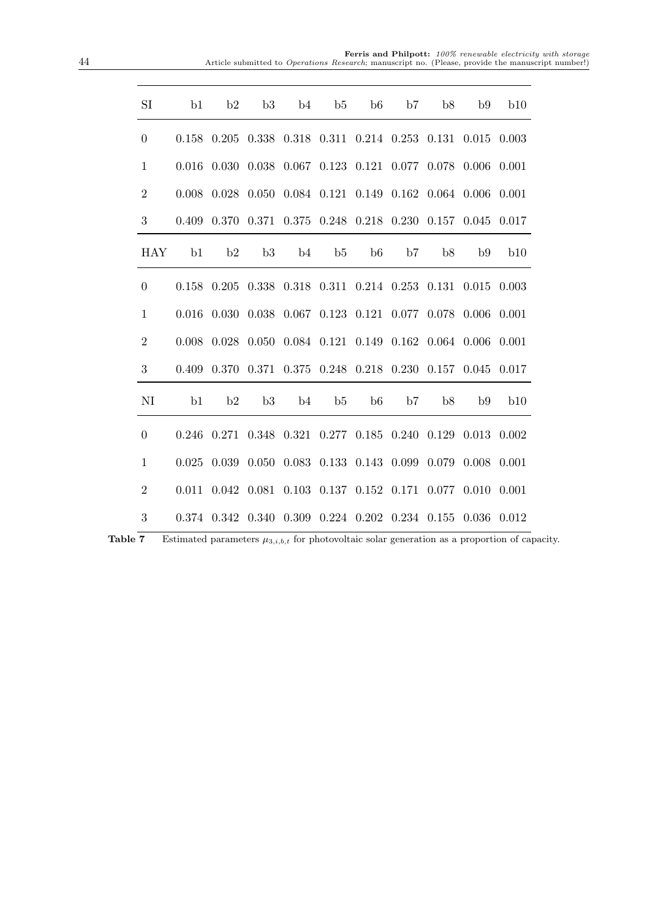| SI | b1 | b2 | b3 | b4 | b5 | b6 | b7 | b8 | b9 | b10 |
|---|---|---|---|---|---|---|---|---|---|---|
| 0 | 0.158 | 0.205 | 0.338 | 0.318 | 0.311 | 0.214 | 0.253 | 0.131 | 0.015 | 0.003 |
| 1 | 0.016 | 0.030 | 0.038 | 0.067 | 0.123 | 0.121 | 0.077 | 0.078 | 0.006 | 0.001 |
| 2 | 0.008 | 0.028 | 0.050 | 0.084 | 0.121 | 0.149 | 0.162 | 0.064 | 0.006 | 0.001 |
| 3 | 0.409 | 0.370 | 0.371 | 0.375 | 0.248 | 0.218 | 0.230 | 0.157 | 0.045 | 0.017 |
| **HAY** | **b1** | **b2** | **b3** | **b4** | **b5** | **b6** | **b7** | **b8** | **b9** | **b10** |
| 0 | 0.158 | 0.205 | 0.338 | 0.318 | 0.311 | 0.214 | 0.253 | 0.131 | 0.015 | 0.003 |
| 1 | 0.016 | 0.030 | 0.038 | 0.067 | 0.123 | 0.121 | 0.077 | 0.078 | 0.006 | 0.001 |
| 2 | 0.008 | 0.028 | 0.050 | 0.084 | 0.121 | 0.149 | 0.162 | 0.064 | 0.006 | 0.001 |
| 3 | 0.409 | 0.370 | 0.371 | 0.375 | 0.248 | 0.218 | 0.230 | 0.157 | 0.045 | 0.017 |
| **NI** | **b1** | **b2** | **b3** | **b4** | **b5** | **b6** | **b7** | **b8** | **b9** | **b10** |
| 0 | 0.246 | 0.271 | 0.348 | 0.321 | 0.277 | 0.185 | 0.240 | 0.129 | 0.013 | 0.002 |
| 1 | 0.025 | 0.039 | 0.050 | 0.083 | 0.133 | 0.143 | 0.099 | 0.079 | 0.008 | 0.001 |
| 2 | 0.011 | 0.042 | 0.081 | 0.103 | 0.137 | 0.152 | 0.171 | 0.077 | 0.010 | 0.001 |
| 3 | 0.374 | 0.342 | 0.340 | 0.309 | 0.224 | 0.202 | 0.234 | 0.155 | 0.036 | 0.012 |

**Table 7** Estimated parameters $\mu_{3,i,b,t}$ for photovoltaic solar generation as a proportion of capacity.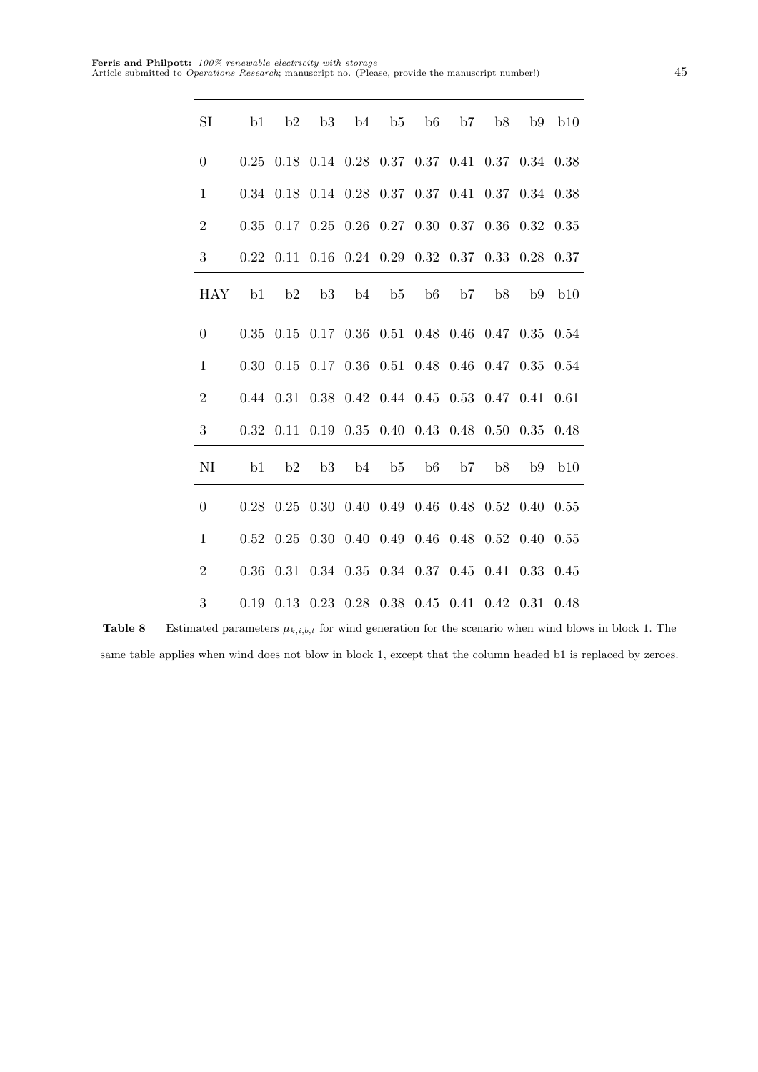| SI | b1 | b2 | b3 | b4 | b5 | b6 | b7 | b8 | b9 | b10 |
|---|---|---|---|---|---|---|---|---|---|---|
| 0 | 0.25 | 0.18 | 0.14 | 0.28 | 0.37 | 0.37 | 0.41 | 0.37 | 0.34 | 0.38 |
| 1 | 0.34 | 0.18 | 0.14 | 0.28 | 0.37 | 0.37 | 0.41 | 0.37 | 0.34 | 0.38 |
| 2 | 0.35 | 0.17 | 0.25 | 0.26 | 0.27 | 0.30 | 0.37 | 0.36 | 0.32 | 0.35 |
| 3 | 0.22 | 0.11 | 0.16 | 0.24 | 0.29 | 0.32 | 0.37 | 0.33 | 0.28 | 0.37 |
| **HAY** | **b1** | **b2** | **b3** | **b4** | **b5** | **b6** | **b7** | **b8** | **b9** | **b10** |
| 0 | 0.35 | 0.15 | 0.17 | 0.36 | 0.51 | 0.48 | 0.46 | 0.47 | 0.35 | 0.54 |
| 1 | 0.30 | 0.15 | 0.17 | 0.36 | 0.51 | 0.48 | 0.46 | 0.47 | 0.35 | 0.54 |
| 2 | 0.44 | 0.31 | 0.38 | 0.42 | 0.44 | 0.45 | 0.53 | 0.47 | 0.41 | 0.61 |
| 3 | 0.32 | 0.11 | 0.19 | 0.35 | 0.40 | 0.43 | 0.48 | 0.50 | 0.35 | 0.48 |
| **NI** | **b1** | **b2** | **b3** | **b4** | **b5** | **b6** | **b7** | **b8** | **b9** | **b10** |
| 0 | 0.28 | 0.25 | 0.30 | 0.40 | 0.49 | 0.46 | 0.48 | 0.52 | 0.40 | 0.55 |
| 1 | 0.52 | 0.25 | 0.30 | 0.40 | 0.49 | 0.46 | 0.48 | 0.52 | 0.40 | 0.55 |
| 2 | 0.36 | 0.31 | 0.34 | 0.35 | 0.34 | 0.37 | 0.45 | 0.41 | 0.33 | 0.45 |
| 3 | 0.19 | 0.13 | 0.23 | 0.28 | 0.38 | 0.45 | 0.41 | 0.42 | 0.31 | 0.48 |

**Table 8** Estimated parameters $\mu_{k,i,b,t}$ for wind generation for the scenario when wind blows in block 1. The same table applies when wind does not blow in block 1, except that the column headed b1 is replaced by zeroes.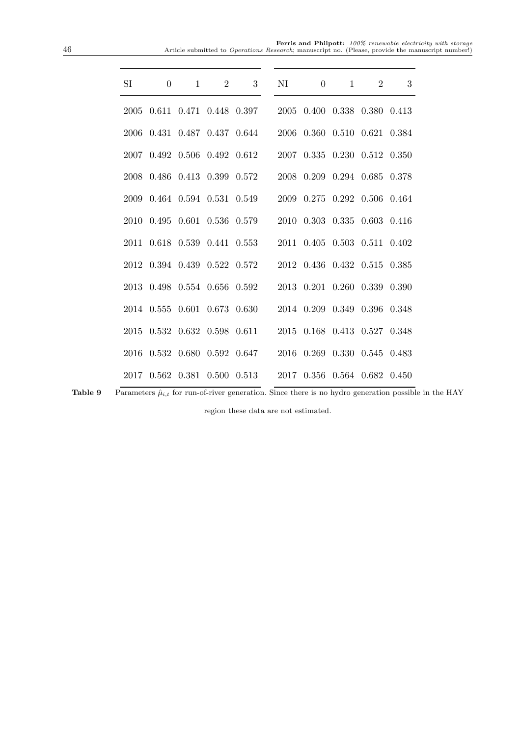| SI | 0 | 1 | 2 | 3 |
|---|---|---|---|---|
| 2005 | 0.611 | 0.471 | 0.448 | 0.397 |
| 2006 | 0.431 | 0.487 | 0.437 | 0.644 |
| 2007 | 0.492 | 0.506 | 0.492 | 0.612 |
| 2008 | 0.486 | 0.413 | 0.399 | 0.572 |
| 2009 | 0.464 | 0.594 | 0.531 | 0.549 |
| 2010 | 0.495 | 0.601 | 0.536 | 0.579 |
| 2011 | 0.618 | 0.539 | 0.441 | 0.553 |
| 2012 | 0.394 | 0.439 | 0.522 | 0.572 |
| 2013 | 0.498 | 0.554 | 0.656 | 0.592 |
| 2014 | 0.555 | 0.601 | 0.673 | 0.630 |
| 2015 | 0.532 | 0.632 | 0.598 | 0.611 |
| 2016 | 0.532 | 0.680 | 0.592 | 0.647 |
| 2017 | 0.562 | 0.381 | 0.500 | 0.513 |

| NI | 0 | 1 | 2 | 3 |
|---|---|---|---|---|
| 2005 | 0.400 | 0.338 | 0.380 | 0.413 |
| 2006 | 0.360 | 0.510 | 0.621 | 0.384 |
| 2007 | 0.335 | 0.230 | 0.512 | 0.350 |
| 2008 | 0.209 | 0.294 | 0.685 | 0.378 |
| 2009 | 0.275 | 0.292 | 0.506 | 0.464 |
| 2010 | 0.303 | 0.335 | 0.603 | 0.416 |
| 2011 | 0.405 | 0.503 | 0.511 | 0.402 |
| 2012 | 0.436 | 0.432 | 0.515 | 0.385 |
| 2013 | 0.201 | 0.260 | 0.339 | 0.390 |
| 2014 | 0.209 | 0.349 | 0.396 | 0.348 |
| 2015 | 0.168 | 0.413 | 0.527 | 0.348 |
| 2016 | 0.269 | 0.330 | 0.545 | 0.483 |
| 2017 | 0.356 | 0.564 | 0.682 | 0.450 |

**Table 9** Parameters $\hat{\mu}_{i,t}$ for run-of-river generation. Since there is no hydro generation possible in the HAY region these data are not estimated.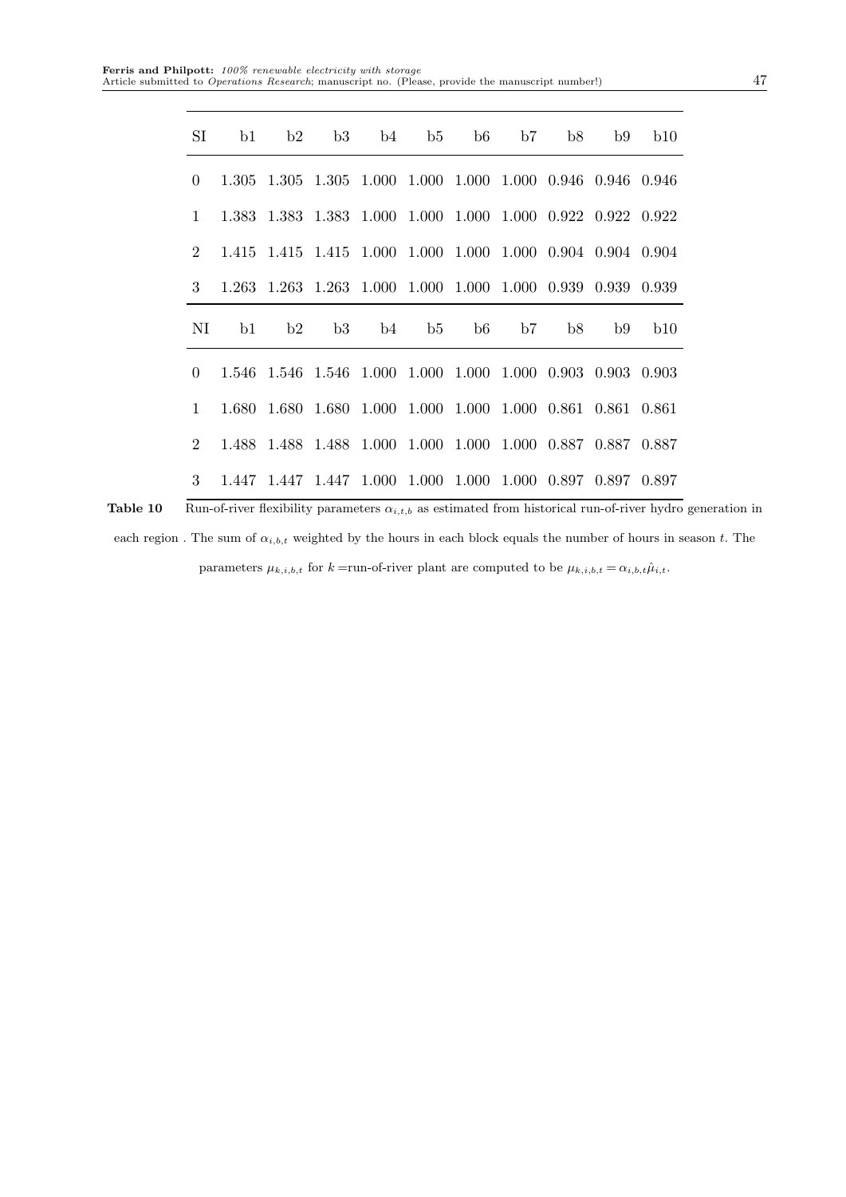| SI | b1 | b2 | b3 | b4 | b5 | b6 | b7 | b8 | b9 | b10 |
|---|---|---|---|---|---|---|---|---|---|---|
| 0 | 1.305 | 1.305 | 1.305 | 1.000 | 1.000 | 1.000 | 1.000 | 0.946 | 0.946 | 0.946 |
| 1 | 1.383 | 1.383 | 1.383 | 1.000 | 1.000 | 1.000 | 1.000 | 0.922 | 0.922 | 0.922 |
| 2 | 1.415 | 1.415 | 1.415 | 1.000 | 1.000 | 1.000 | 1.000 | 0.904 | 0.904 | 0.904 |
| 3 | 1.263 | 1.263 | 1.263 | 1.000 | 1.000 | 1.000 | 1.000 | 0.939 | 0.939 | 0.939 |
| **NI** | **b1** | **b2** | **b3** | **b4** | **b5** | **b6** | **b7** | **b8** | **b9** | **b10** |
| 0 | 1.546 | 1.546 | 1.546 | 1.000 | 1.000 | 1.000 | 1.000 | 0.903 | 0.903 | 0.903 |
| 1 | 1.680 | 1.680 | 1.680 | 1.000 | 1.000 | 1.000 | 1.000 | 0.861 | 0.861 | 0.861 |
| 2 | 1.488 | 1.488 | 1.488 | 1.000 | 1.000 | 1.000 | 1.000 | 0.887 | 0.887 | 0.887 |
| 3 | 1.447 | 1.447 | 1.447 | 1.000 | 1.000 | 1.000 | 1.000 | 0.897 | 0.897 | 0.897 |

**Table 10** Run-of-river flexibility parameters $\alpha_{i,t,b}$ as estimated from historical run-of-river hydro generation in each region . The sum of $\alpha_{i,b,t}$ weighted by the hours in each block equals the number of hours in season $t$. The parameters $\mu_{k,i,b,t}$ for $k$ =run-of-river plant are computed to be $\mu_{k,i,b,t} = \alpha_{i,b,t}\hat{\mu}_{i,t}$.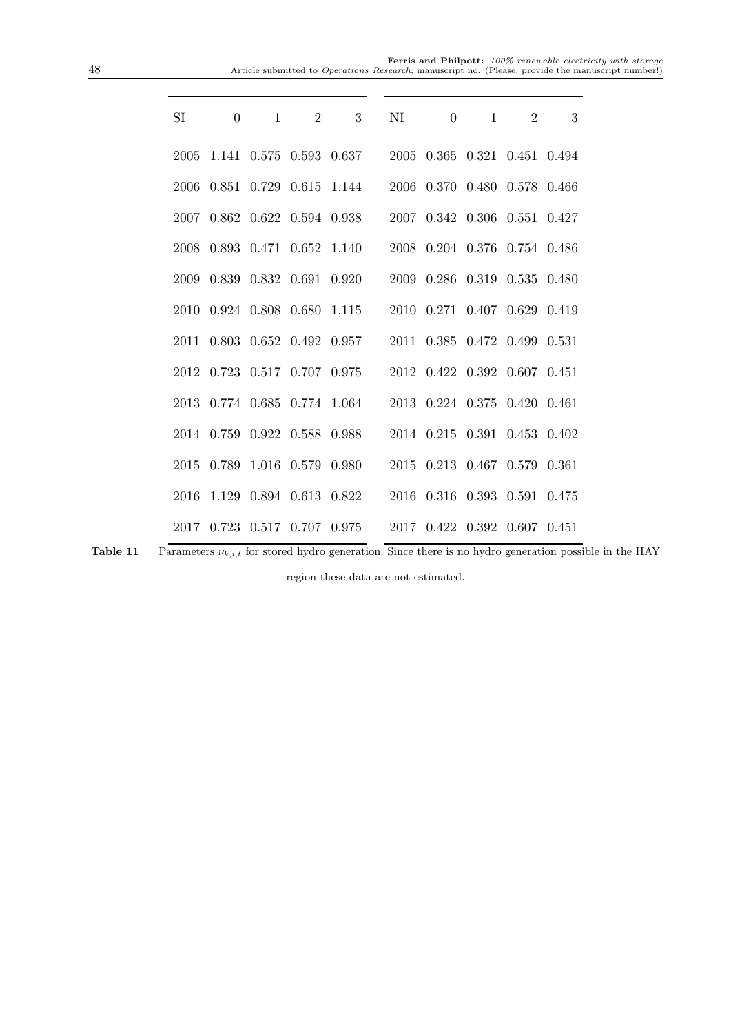| SI | 0 | 1 | 2 | 3 |
|---|---|---|---|---|
| 2005 | 1.141 | 0.575 | 0.593 | 0.637 |
| 2006 | 0.851 | 0.729 | 0.615 | 1.144 |
| 2007 | 0.862 | 0.622 | 0.594 | 0.938 |
| 2008 | 0.893 | 0.471 | 0.652 | 1.140 |
| 2009 | 0.839 | 0.832 | 0.691 | 0.920 |
| 2010 | 0.924 | 0.808 | 0.680 | 1.115 |
| 2011 | 0.803 | 0.652 | 0.492 | 0.957 |
| 2012 | 0.723 | 0.517 | 0.707 | 0.975 |
| 2013 | 0.774 | 0.685 | 0.774 | 1.064 |
| 2014 | 0.759 | 0.922 | 0.588 | 0.988 |
| 2015 | 0.789 | 1.016 | 0.579 | 0.980 |
| 2016 | 1.129 | 0.894 | 0.613 | 0.822 |
| 2017 | 0.723 | 0.517 | 0.707 | 0.975 |

| NI | 0 | 1 | 2 | 3 |
|---|---|---|---|---|
| 2005 | 0.365 | 0.321 | 0.451 | 0.494 |
| 2006 | 0.370 | 0.480 | 0.578 | 0.466 |
| 2007 | 0.342 | 0.306 | 0.551 | 0.427 |
| 2008 | 0.204 | 0.376 | 0.754 | 0.486 |
| 2009 | 0.286 | 0.319 | 0.535 | 0.480 |
| 2010 | 0.271 | 0.407 | 0.629 | 0.419 |
| 2011 | 0.385 | 0.472 | 0.499 | 0.531 |
| 2012 | 0.422 | 0.392 | 0.607 | 0.451 |
| 2013 | 0.224 | 0.375 | 0.420 | 0.461 |
| 2014 | 0.215 | 0.391 | 0.453 | 0.402 |
| 2015 | 0.213 | 0.467 | 0.579 | 0.361 |
| 2016 | 0.316 | 0.393 | 0.591 | 0.475 |
| 2017 | 0.422 | 0.392 | 0.607 | 0.451 |

**Table 11** Parameters $\nu_{k,i,t}$ for stored hydro generation. Since there is no hydro generation possible in the HAY region these data are not estimated.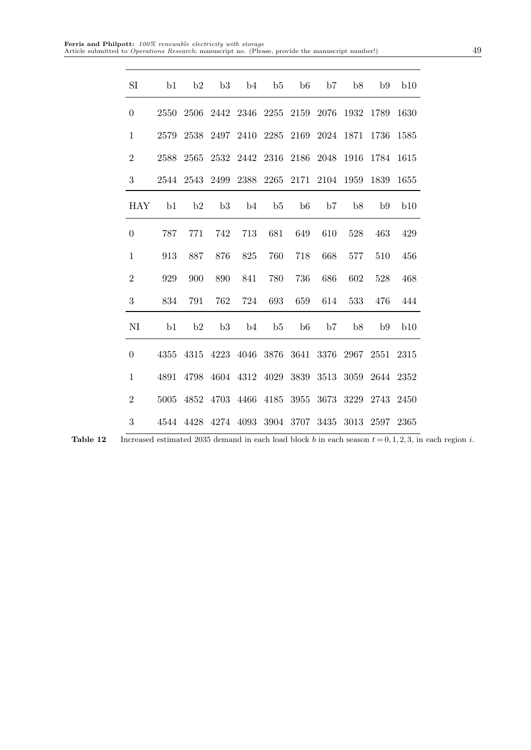| SI | b1 | b2 | b3 | b4 | b5 | b6 | b7 | b8 | b9 | b10 |
|---|---|---|---|---|---|---|---|---|---|---|
| 0 | 2550 | 2506 | 2442 | 2346 | 2255 | 2159 | 2076 | 1932 | 1789 | 1630 |
| 1 | 2579 | 2538 | 2497 | 2410 | 2285 | 2169 | 2024 | 1871 | 1736 | 1585 |
| 2 | 2588 | 2565 | 2532 | 2442 | 2316 | 2186 | 2048 | 1916 | 1784 | 1615 |
| 3 | 2544 | 2543 | 2499 | 2388 | 2265 | 2171 | 2104 | 1959 | 1839 | 1655 |
| HAY | b1 | b2 | b3 | b4 | b5 | b6 | b7 | b8 | b9 | b10 |
| 0 | 787 | 771 | 742 | 713 | 681 | 649 | 610 | 528 | 463 | 429 |
| 1 | 913 | 887 | 876 | 825 | 760 | 718 | 668 | 577 | 510 | 456 |
| 2 | 929 | 900 | 890 | 841 | 780 | 736 | 686 | 602 | 528 | 468 |
| 3 | 834 | 791 | 762 | 724 | 693 | 659 | 614 | 533 | 476 | 444 |
| NI | b1 | b2 | b3 | b4 | b5 | b6 | b7 | b8 | b9 | b10 |
| 0 | 4355 | 4315 | 4223 | 4046 | 3876 | 3641 | 3376 | 2967 | 2551 | 2315 |
| 1 | 4891 | 4798 | 4604 | 4312 | 4029 | 3839 | 3513 | 3059 | 2644 | 2352 |
| 2 | 5005 | 4852 | 4703 | 4466 | 4185 | 3955 | 3673 | 3229 | 2743 | 2450 |
| 3 | 4544 | 4428 | 4274 | 4093 | 3904 | 3707 | 3435 | 3013 | 2597 | 2365 |

**Table 12** Increased estimated 2035 demand in each load block $b$ in each season $t = 0, 1, 2, 3$, in each region $i$.